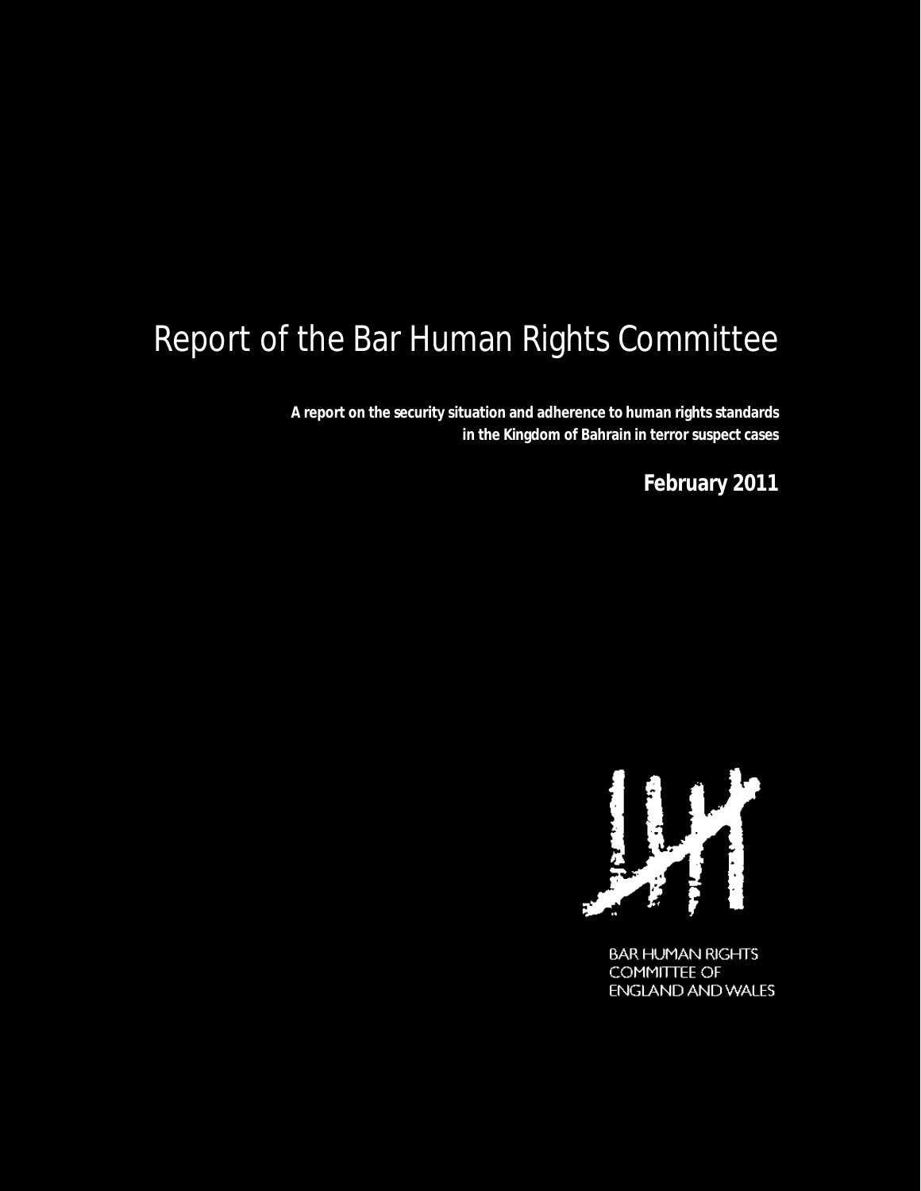# Report of the Bar Human Rights Committee

**A report on the security situation and adherence to human rights standards in the Kingdom of Bahrain in terror suspect cases**

**February 2011**

BAR HUMAN RIGHTS
COMMITTEE OF
ENGLAND AND WALES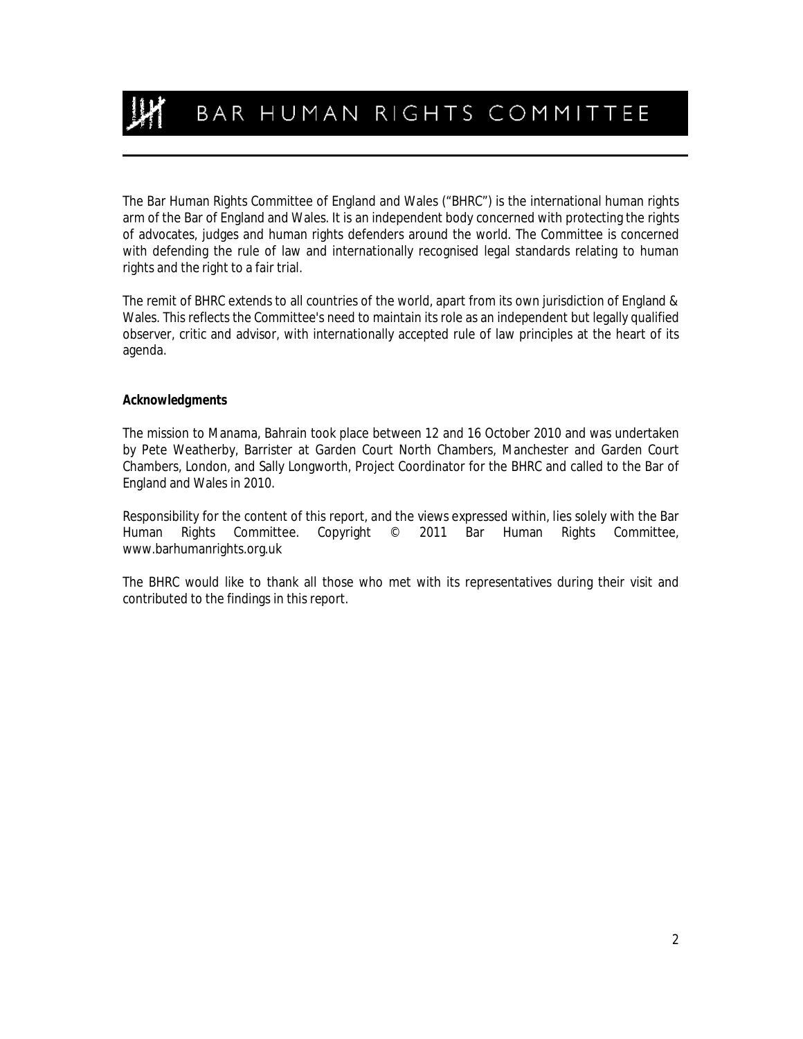# BAR HUMAN RIGHTS COMMITTEE

The Bar Human Rights Committee of England and Wales ("BHRC") is the international human rights arm of the Bar of England and Wales. It is an independent body concerned with protecting the rights of advocates, judges and human rights defenders around the world. The Committee is concerned with defending the rule of law and internationally recognised legal standards relating to human rights and the right to a fair trial.

The remit of BHRC extends to all countries of the world, apart from its own jurisdiction of England & Wales. This reflects the Committee's need to maintain its role as an independent but legally qualified observer, critic and advisor, with internationally accepted rule of law principles at the heart of its agenda.

**Acknowledgments**

The mission to Manama, Bahrain took place between 12 and 16 October 2010 and was undertaken by Pete Weatherby, Barrister at Garden Court North Chambers, Manchester and Garden Court Chambers, London, and Sally Longworth, Project Coordinator for the BHRC and called to the Bar of England and Wales in 2010.

Responsibility for the content of this report, and the views expressed within, lies solely with the Bar Human Rights Committee. Copyright © 2011 Bar Human Rights Committee, www.barhumanrights.org.uk

The BHRC would like to thank all those who met with its representatives during their visit and contributed to the findings in this report.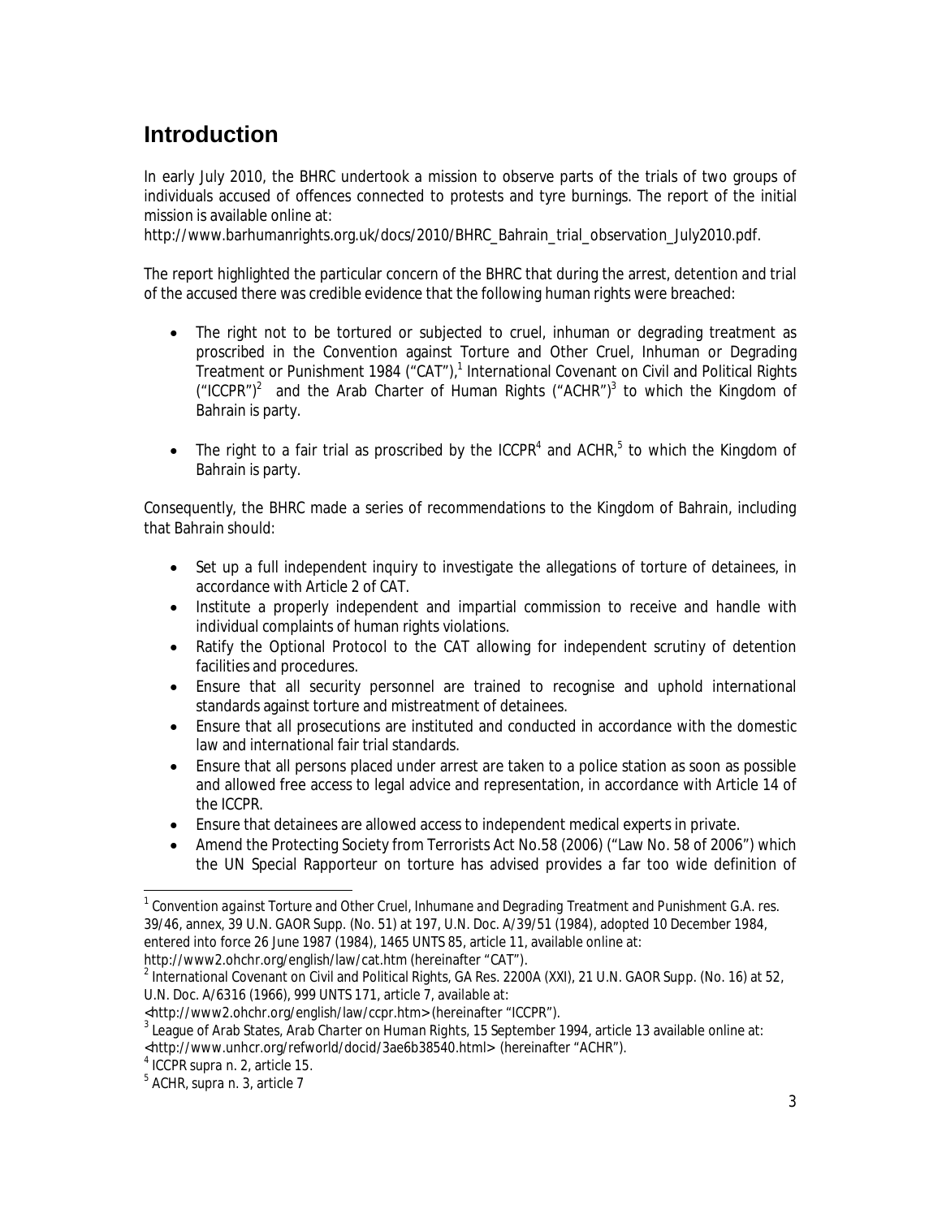# Introduction

In early July 2010, the BHRC undertook a mission to observe parts of the trials of two groups of individuals accused of offences connected to protests and tyre burnings. The report of the initial mission is available online at:
http://www.barhumanrights.org.uk/docs/2010/BHRC_Bahrain_trial_observation_July2010.pdf.

The report highlighted the particular concern of the BHRC that during the arrest, detention and trial of the accused there was credible evidence that the following human rights were breached:

- The right not to be tortured or subjected to cruel, inhuman or degrading treatment as proscribed in the Convention against Torture and Other Cruel, Inhuman or Degrading Treatment or Punishment 1984 ("CAT"),[1] International Covenant on Civil and Political Rights ("ICCPR")[2] and the Arab Charter of Human Rights ("ACHR")[3] to which the Kingdom of Bahrain is party.

- The right to a fair trial as proscribed by the ICCPR[4] and ACHR,[5] to which the Kingdom of Bahrain is party.

Consequently, the BHRC made a series of recommendations to the Kingdom of Bahrain, including that Bahrain should:

- Set up a full independent inquiry to investigate the allegations of torture of detainees, in accordance with Article 2 of CAT.
- Institute a properly independent and impartial commission to receive and handle with individual complaints of human rights violations.
- Ratify the Optional Protocol to the CAT allowing for independent scrutiny of detention facilities and procedures.
- Ensure that all security personnel are trained to recognise and uphold international standards against torture and mistreatment of detainees.
- Ensure that all prosecutions are instituted and conducted in accordance with the domestic law and international fair trial standards.
- Ensure that all persons placed under arrest are taken to a police station as soon as possible and allowed free access to legal advice and representation, in accordance with Article 14 of the ICCPR.
- Ensure that detainees are allowed access to independent medical experts in private.
- Amend the Protecting Society from Terrorists Act No.58 (2006) ("Law No. 58 of 2006") which the UN Special Rapporteur on torture has advised provides a far too wide definition of

---

[1] *Convention against Torture and Other Cruel, Inhumane and Degrading Treatment and Punishment* G.A. res. 39/46, annex, 39 U.N. GAOR Supp. (No. 51) at 197, U.N. Doc. A/39/51 (1984), adopted 10 December 1984, entered into force 26 June 1987 (1984), 1465 UNTS 85, article 11, available online at: http://www2.ohchr.org/english/law/cat.htm (hereinafter "CAT").

[2] International Covenant on Civil and Political Rights, GA Res. 2200A (XXI), 21 U.N. GAOR Supp. (No. 16) at 52, U.N. Doc. A/6316 (1966), 999 UNTS 171, article 7, available at: <http://www2.ohchr.org/english/law/ccpr.htm> (hereinafter "ICCPR").

[3] League of Arab States, *Arab Charter on Human Rights*, 15 September 1994, article 13 available online at: <http://www.unhcr.org/refworld/docid/3ae6b38540.html> (hereinafter "ACHR").

[4] ICCPR supra n. 2, article 15.

[5] ACHR, supra n. 3, article 7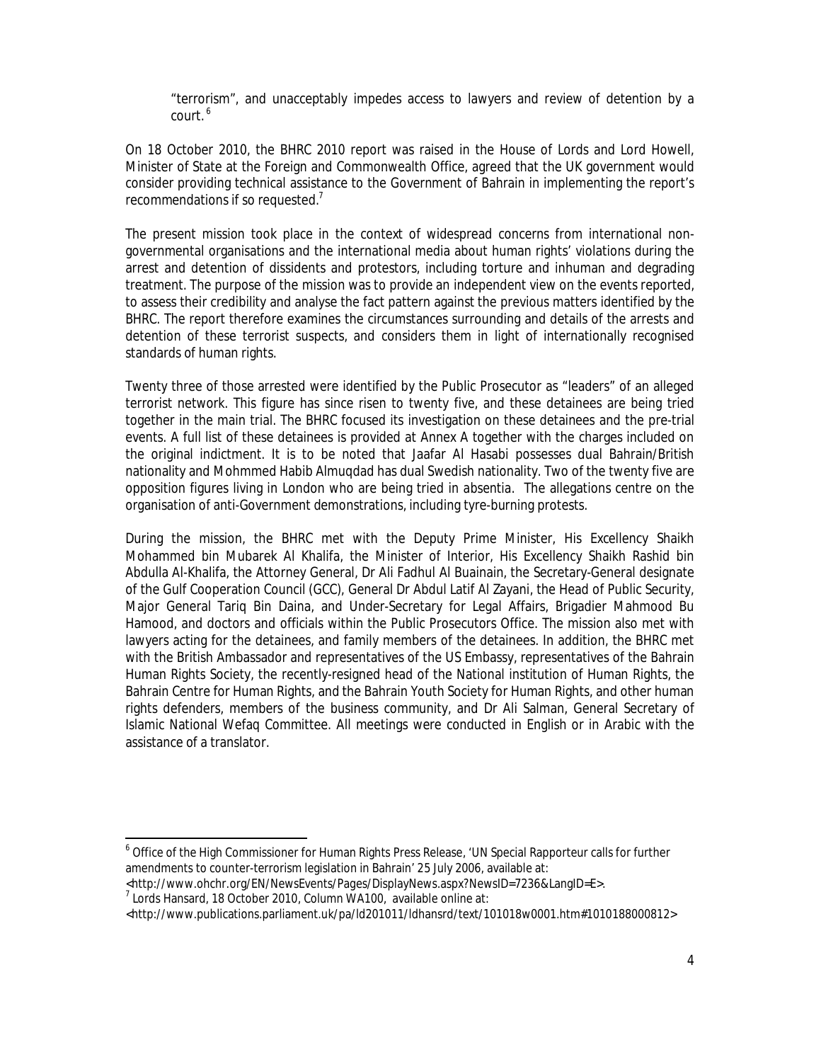"terrorism", and unacceptably impedes access to lawyers and review of detention by a court.[6]

On 18 October 2010, the BHRC 2010 report was raised in the House of Lords and Lord Howell, Minister of State at the Foreign and Commonwealth Office, agreed that the UK government would consider providing technical assistance to the Government of Bahrain in implementing the report's recommendations if so requested.[7]

The present mission took place in the context of widespread concerns from international non-governmental organisations and the international media about human rights' violations during the arrest and detention of dissidents and protestors, including torture and inhuman and degrading treatment. The purpose of the mission was to provide an independent view on the events reported, to assess their credibility and analyse the fact pattern against the previous matters identified by the BHRC. The report therefore examines the circumstances surrounding and details of the arrests and detention of these terrorist suspects, and considers them in light of internationally recognised standards of human rights.

Twenty three of those arrested were identified by the Public Prosecutor as "leaders" of an alleged terrorist network. This figure has since risen to twenty five, and these detainees are being tried together in the main trial. The BHRC focused its investigation on these detainees and the pre-trial events. A full list of these detainees is provided at Annex A together with the charges included on the original indictment. It is to be noted that Jaafar Al Hasabi possesses dual Bahrain/British nationality and Mohmmed Habib Almuqdad has dual Swedish nationality. Two of the twenty five are opposition figures living in London who are being tried *in absentia*. The allegations centre on the organisation of anti-Government demonstrations, including tyre-burning protests.

During the mission, the BHRC met with the Deputy Prime Minister, His Excellency Shaikh Mohammed bin Mubarek Al Khalifa, the Minister of Interior, His Excellency Shaikh Rashid bin Abdulla Al-Khalifa, the Attorney General, Dr Ali Fadhul Al Buainain, the Secretary-General designate of the Gulf Cooperation Council (GCC), General Dr Abdul Latif Al Zayani, the Head of Public Security, Major General Tariq Bin Daina, and Under-Secretary for Legal Affairs, Brigadier Mahmood Bu Hamood, and doctors and officials within the Public Prosecutors Office. The mission also met with lawyers acting for the detainees, and family members of the detainees. In addition, the BHRC met with the British Ambassador and representatives of the US Embassy, representatives of the Bahrain Human Rights Society, the recently-resigned head of the National institution of Human Rights, the Bahrain Centre for Human Rights, and the Bahrain Youth Society for Human Rights, and other human rights defenders, members of the business community, and Dr Ali Salman, General Secretary of Islamic National Wefaq Committee. All meetings were conducted in English or in Arabic with the assistance of a translator.

---

[6] Office of the High Commissioner for Human Rights Press Release, 'UN Special Rapporteur calls for further amendments to counter-terrorism legislation in Bahrain' 25 July 2006, available at: <http://www.ohchr.org/EN/NewsEvents/Pages/DisplayNews.aspx?NewsID=7236&LangID=E>.

[7] Lords Hansard, 18 October 2010, Column WA100, available online at: <http://www.publications.parliament.uk/pa/ld201011/ldhansrd/text/101018w0001.htm#1010188000812>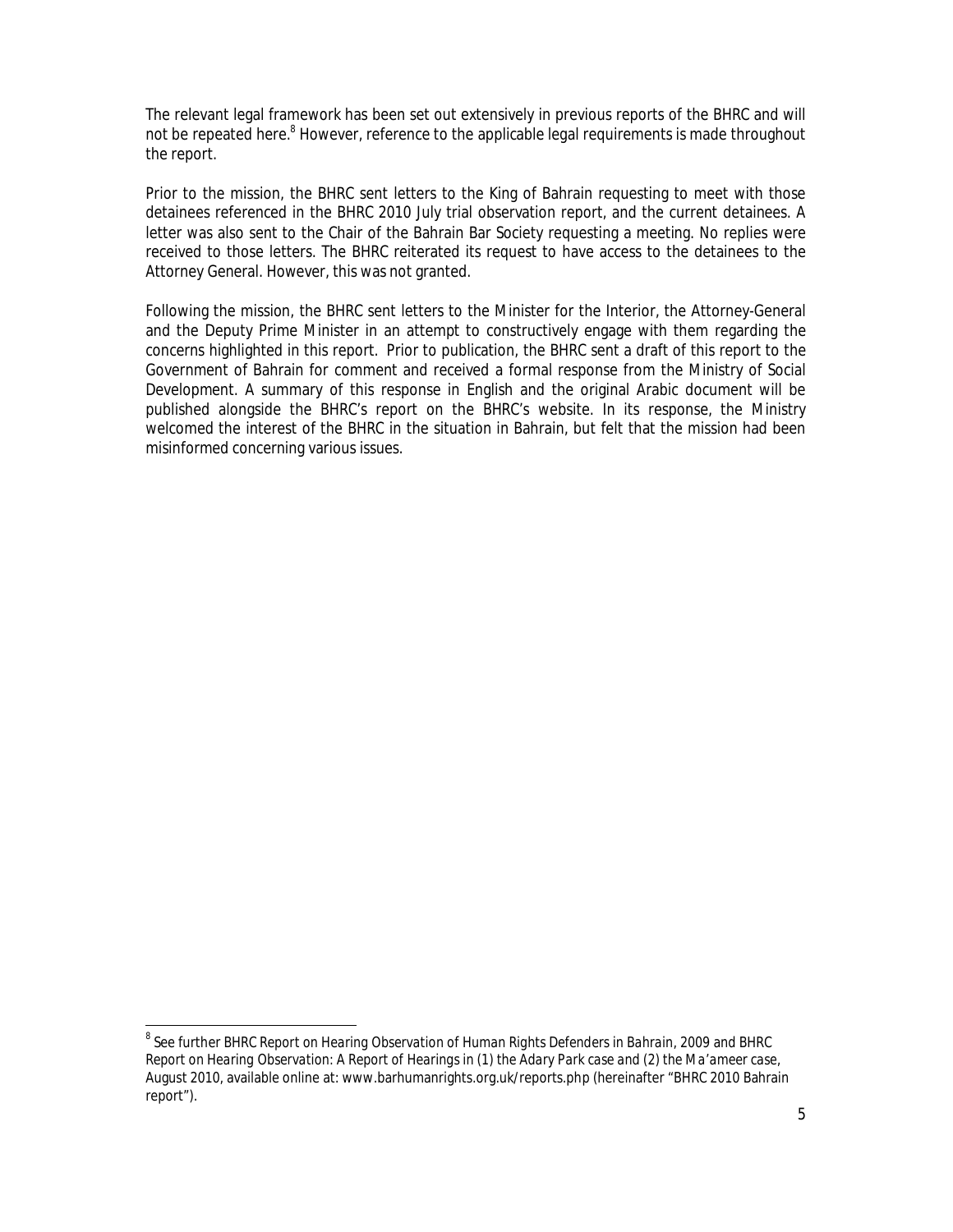The relevant legal framework has been set out extensively in previous reports of the BHRC and will not be repeated here.[8] However, reference to the applicable legal requirements is made throughout the report.

Prior to the mission, the BHRC sent letters to the King of Bahrain requesting to meet with those detainees referenced in the BHRC 2010 July trial observation report, and the current detainees. A letter was also sent to the Chair of the Bahrain Bar Society requesting a meeting. No replies were received to those letters. The BHRC reiterated its request to have access to the detainees to the Attorney General. However, this was not granted.

Following the mission, the BHRC sent letters to the Minister for the Interior, the Attorney-General and the Deputy Prime Minister in an attempt to constructively engage with them regarding the concerns highlighted in this report. Prior to publication, the BHRC sent a draft of this report to the Government of Bahrain for comment and received a formal response from the Ministry of Social Development. A summary of this response in English and the original Arabic document will be published alongside the BHRC's report on the BHRC's website. In its response, the Ministry welcomed the interest of the BHRC in the situation in Bahrain, but felt that the mission had been misinformed concerning various issues.

---

[8] See further BHRC *Report on Hearing Observation of Human Rights Defenders in Bahrain*, 2009 and BHRC *Report on Hearing Observation: A Report of Hearings in (1) the Adary Park case and (2) the Ma'ameer case*, August 2010, available online at: www.barhumanrights.org.uk/reports.php (hereinafter "BHRC 2010 Bahrain report").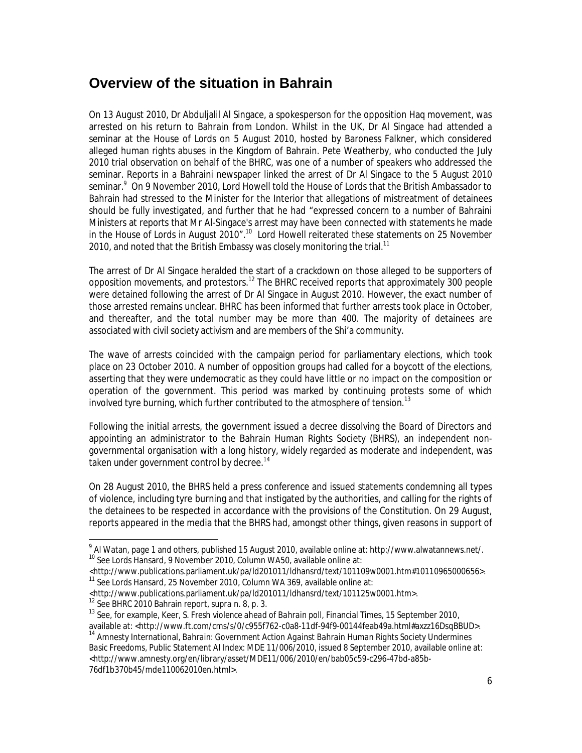## Overview of the situation in Bahrain

On 13 August 2010, Dr Abduljalil Al Singace, a spokesperson for the opposition Haq movement, was arrested on his return to Bahrain from London. Whilst in the UK, Dr Al Singace had attended a seminar at the House of Lords on 5 August 2010, hosted by Baroness Falkner, which considered alleged human rights abuses in the Kingdom of Bahrain. Pete Weatherby, who conducted the July 2010 trial observation on behalf of the BHRC, was one of a number of speakers who addressed the seminar. Reports in a Bahraini newspaper linked the arrest of Dr Al Singace to the 5 August 2010 seminar.[9] On 9 November 2010, Lord Howell told the House of Lords that the British Ambassador to Bahrain had stressed to the Minister for the Interior that allegations of mistreatment of detainees should be fully investigated, and further that he had "expressed concern to a number of Bahraini Ministers at reports that Mr Al-Singace's arrest may have been connected with statements he made in the House of Lords in August 2010".[10] Lord Howell reiterated these statements on 25 November 2010, and noted that the British Embassy was closely monitoring the trial.[11]

The arrest of Dr Al Singace heralded the start of a crackdown on those alleged to be supporters of opposition movements, and protestors.[12] The BHRC received reports that approximately 300 people were detained following the arrest of Dr Al Singace in August 2010. However, the exact number of those arrested remains unclear. BHRC has been informed that further arrests took place in October, and thereafter, and the total number may be more than 400. The majority of detainees are associated with civil society activism and are members of the Shi'a community.

The wave of arrests coincided with the campaign period for parliamentary elections, which took place on 23 October 2010. A number of opposition groups had called for a boycott of the elections, asserting that they were undemocratic as they could have little or no impact on the composition or operation of the government. This period was marked by continuing protests some of which involved tyre burning, which further contributed to the atmosphere of tension.[13]

Following the initial arrests, the government issued a decree dissolving the Board of Directors and appointing an administrator to the Bahrain Human Rights Society (BHRS), an independent non-governmental organisation with a long history, widely regarded as moderate and independent, was taken under government control by decree.[14]

On 28 August 2010, the BHRS held a press conference and issued statements condemning all types of violence, including tyre burning and that instigated by the authorities, and calling for the rights of the detainees to be respected in accordance with the provisions of the Constitution. On 29 August, reports appeared in the media that the BHRS had, amongst other things, given reasons in support of

---

[9] Al Watan, page 1 and others, published 15 August 2010, available online at: http://www.alwatannews.net/.

[10] See Lords Hansard, 9 November 2010, Column WA50, available online at: <http://www.publications.parliament.uk/pa/ld201011/ldhansrd/text/101109w0001.htm#10110965000656>.

[11] See Lords Hansard, 25 November 2010, Column WA 369, available online at: <http://www.publications.parliament.uk/pa/ld201011/ldhansrd/text/101125w0001.htm>.

[12] See BHRC 2010 Bahrain report, supra n. 8, p. 3.

[13] See, for example, Keer, S. Fresh violence ahead of Bahrain poll, Financial Times, 15 September 2010, available at: <http://www.ft.com/cms/s/0/c955f762-c0a8-11df-94f9-00144feab49a.html#axzz16DsqBBUD>.

[14] Amnesty International, Bahrain: Government Action Against Bahrain Human Rights Society Undermines Basic Freedoms, Public Statement AI Index: MDE 11/006/2010, issued 8 September 2010, available online at: <http://www.amnesty.org/en/library/asset/MDE11/006/2010/en/bab05c59-c296-47bd-a85b-76df1b370b45/mde110062010en.html>.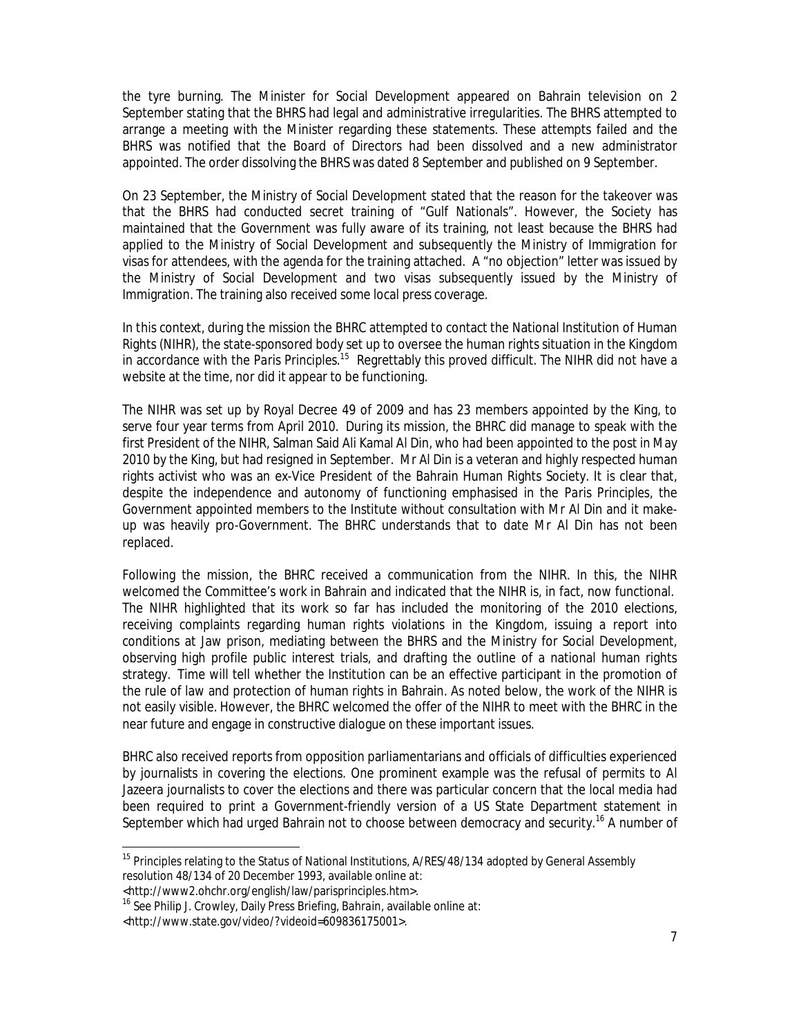the tyre burning. The Minister for Social Development appeared on Bahrain television on 2 September stating that the BHRS had legal and administrative irregularities. The BHRS attempted to arrange a meeting with the Minister regarding these statements. These attempts failed and the BHRS was notified that the Board of Directors had been dissolved and a new administrator appointed. The order dissolving the BHRS was dated 8 September and published on 9 September.

On 23 September, the Ministry of Social Development stated that the reason for the takeover was that the BHRS had conducted secret training of "Gulf Nationals". However, the Society has maintained that the Government was fully aware of its training, not least because the BHRS had applied to the Ministry of Social Development and subsequently the Ministry of Immigration for visas for attendees, with the agenda for the training attached. A "no objection" letter was issued by the Ministry of Social Development and two visas subsequently issued by the Ministry of Immigration. The training also received some local press coverage.

In this context, during the mission the BHRC attempted to contact the National Institution of Human Rights (NIHR), the state-sponsored body set up to oversee the human rights situation in the Kingdom in accordance with the *Paris Principles*.[15] Regrettably this proved difficult. The NIHR did not have a website at the time, nor did it appear to be functioning.

The NIHR was set up by Royal Decree 49 of 2009 and has 23 members appointed by the King, to serve four year terms from April 2010. During its mission, the BHRC did manage to speak with the first President of the NIHR, Salman Said Ali Kamal Al Din, who had been appointed to the post in May 2010 by the King, but had resigned in September. Mr Al Din is a veteran and highly respected human rights activist who was an ex-Vice President of the Bahrain Human Rights Society. It is clear that, despite the independence and autonomy of functioning emphasised in the *Paris Principles*, the Government appointed members to the Institute without consultation with Mr Al Din and it make-up was heavily pro-Government. The BHRC understands that to date Mr Al Din has not been replaced.

Following the mission, the BHRC received a communication from the NIHR. In this, the NIHR welcomed the Committee's work in Bahrain and indicated that the NIHR is, in fact, now functional. The NIHR highlighted that its work so far has included the monitoring of the 2010 elections, receiving complaints regarding human rights violations in the Kingdom, issuing a report into conditions at Jaw prison, mediating between the BHRS and the Ministry for Social Development, observing high profile public interest trials, and drafting the outline of a national human rights strategy. Time will tell whether the Institution can be an effective participant in the promotion of the rule of law and protection of human rights in Bahrain. As noted below, the work of the NIHR is not easily visible. However, the BHRC welcomed the offer of the NIHR to meet with the BHRC in the near future and engage in constructive dialogue on these important issues.

BHRC also received reports from opposition parliamentarians and officials of difficulties experienced by journalists in covering the elections. One prominent example was the refusal of permits to Al Jazeera journalists to cover the elections and there was particular concern that the local media had been required to print a Government-friendly version of a US State Department statement in September which had urged Bahrain not to choose between democracy and security.[16] A number of

---

[15] Principles relating to the Status of National Institutions, A/RES/48/134 adopted by General Assembly resolution 48/134 of 20 December 1993, available online at: <http://www2.ohchr.org/english/law/parisprinciples.htm>.

[16] See Philip J. Crowley, Daily Press Briefing, Bahrain, available online at: <http://www.state.gov/video/?videoid=609836175001>.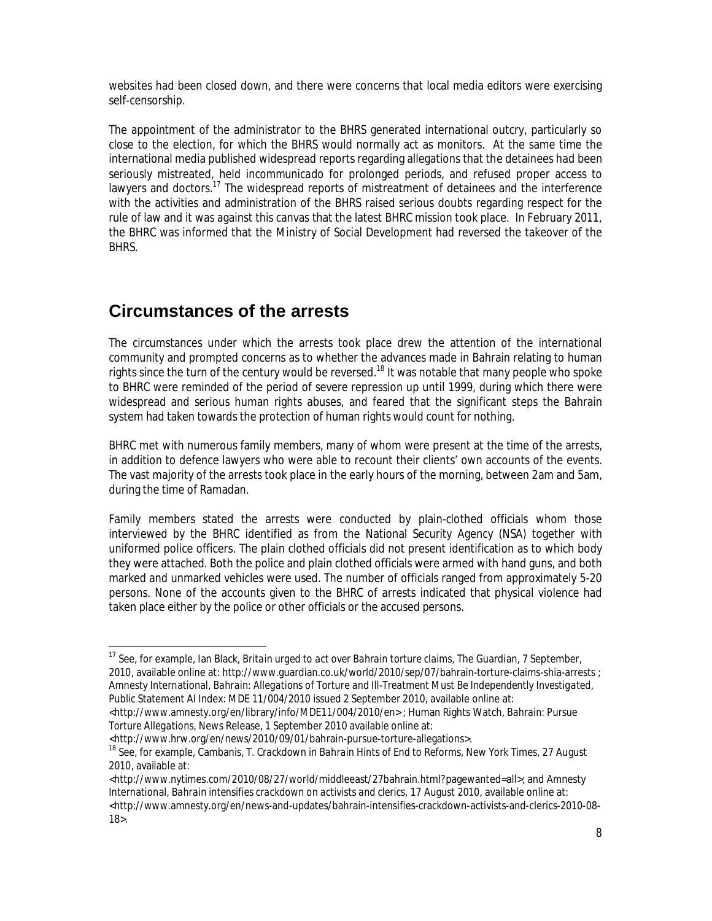websites had been closed down, and there were concerns that local media editors were exercising self-censorship.

The appointment of the administrator to the BHRS generated international outcry, particularly so close to the election, for which the BHRS would normally act as monitors. At the same time the international media published widespread reports regarding allegations that the detainees had been seriously mistreated, held incommunicado for prolonged periods, and refused proper access to lawyers and doctors.[17] The widespread reports of mistreatment of detainees and the interference with the activities and administration of the BHRS raised serious doubts regarding respect for the rule of law and it was against this canvas that the latest BHRC mission took place. In February 2011, the BHRC was informed that the Ministry of Social Development had reversed the takeover of the BHRS.

## Circumstances of the arrests

The circumstances under which the arrests took place drew the attention of the international community and prompted concerns as to whether the advances made in Bahrain relating to human rights since the turn of the century would be reversed.[18] It was notable that many people who spoke to BHRC were reminded of the period of severe repression up until 1999, during which there were widespread and serious human rights abuses, and feared that the significant steps the Bahrain system had taken towards the protection of human rights would count for nothing.

BHRC met with numerous family members, many of whom were present at the time of the arrests, in addition to defence lawyers who were able to recount their clients' own accounts of the events. The vast majority of the arrests took place in the early hours of the morning, between 2am and 5am, during the time of Ramadan.

Family members stated the arrests were conducted by plain-clothed officials whom those interviewed by the BHRC identified as from the National Security Agency (NSA) together with uniformed police officers. The plain clothed officials did not present identification as to which body they were attached. Both the police and plain clothed officials were armed with hand guns, and both marked and unmarked vehicles were used. The number of officials ranged from approximately 5-20 persons. None of the accounts given to the BHRC of arrests indicated that physical violence had taken place either by the police or other officials or the accused persons.

---

[17] See, for example, Ian Black, *Britain urged to act over Bahrain torture claims*, The Guardian, 7 September, 2010, available online at: http://www.guardian.co.uk/world/2010/sep/07/bahrain-torture-claims-shia-arrests ; Amnesty International, *Bahrain: Allegations of Torture and Ill-Treatment Must Be Independently Investigated*, Public Statement AI Index: MDE 11/004/2010 issued 2 September 2010, available online at: <http://www.amnesty.org/en/library/info/MDE11/004/2010/en> ; Human Rights Watch, *Bahrain: Pursue Torture Allegations*, News Release, 1 September 2010 available online at: <http://www.hrw.org/en/news/2010/09/01/bahrain-pursue-torture-allegations>.

[18] See, for example, Cambanis, T. *Crackdown in Bahrain Hints of End to Reforms*, New York Times, 27 August 2010, available at: <http://www.nytimes.com/2010/08/27/world/middleeast/27bahrain.html?pagewanted=all>; and Amnesty International, *Bahrain intensifies crackdown on activists and clerics*, 17 August 2010, available online at: <http://www.amnesty.org/en/news-and-updates/bahrain-intensifies-crackdown-activists-and-clerics-2010-08-18>.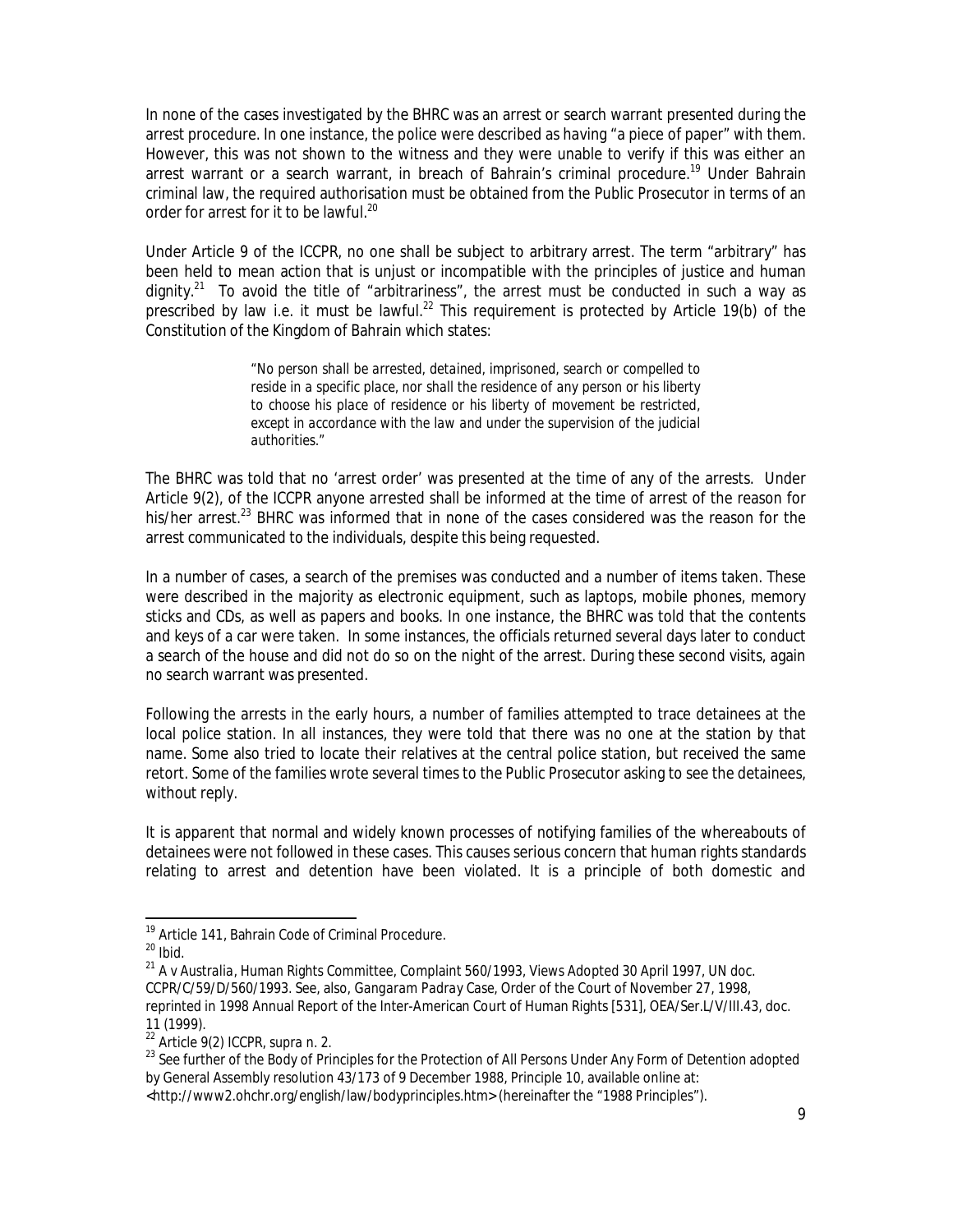In none of the cases investigated by the BHRC was an arrest or search warrant presented during the arrest procedure. In one instance, the police were described as having "a piece of paper" with them. However, this was not shown to the witness and they were unable to verify if this was either an arrest warrant or a search warrant, in breach of Bahrain's criminal procedure.[19] Under Bahrain criminal law, the required authorisation must be obtained from the Public Prosecutor in terms of an order for arrest for it to be lawful.[20]

Under Article 9 of the ICCPR, no one shall be subject to arbitrary arrest. The term "arbitrary" has been held to mean action that is unjust or incompatible with the principles of justice and human dignity.[21] To avoid the title of "arbitrariness", the arrest must be conducted in such a way as prescribed by law i.e. it must be lawful.[22] This requirement is protected by Article 19(b) of the Constitution of the Kingdom of Bahrain which states:

> *"No person shall be arrested, detained, imprisoned, search or compelled to reside in a specific place, nor shall the residence of any person or his liberty to choose his place of residence or his liberty of movement be restricted, except in accordance with the law and under the supervision of the judicial authorities."*

The BHRC was told that no 'arrest order' was presented at the time of any of the arrests. Under Article 9(2), of the ICCPR anyone arrested shall be informed at the time of arrest of the reason for his/her arrest.[23] BHRC was informed that in none of the cases considered was the reason for the arrest communicated to the individuals, despite this being requested.

In a number of cases, a search of the premises was conducted and a number of items taken. These were described in the majority as electronic equipment, such as laptops, mobile phones, memory sticks and CDs, as well as papers and books. In one instance, the BHRC was told that the contents and keys of a car were taken. In some instances, the officials returned several days later to conduct a search of the house and did not do so on the night of the arrest. During these second visits, again no search warrant was presented.

Following the arrests in the early hours, a number of families attempted to trace detainees at the local police station. In all instances, they were told that there was no one at the station by that name. Some also tried to locate their relatives at the central police station, but received the same retort. Some of the families wrote several times to the Public Prosecutor asking to see the detainees, without reply.

It is apparent that normal and widely known processes of notifying families of the whereabouts of detainees were not followed in these cases. This causes serious concern that human rights standards relating to arrest and detention have been violated. It is a principle of both domestic and

---

[19] Article 141, Bahrain Code of Criminal Procedure.

[20] Ibid.

[21] *A v Australia*, Human Rights Committee, Complaint 560/1993, Views Adopted 30 April 1997, UN doc. CCPR/C/59/D/560/1993. See, also, *Gangaram Padray Case*, Order of the Court of November 27, 1998, reprinted in 1998 Annual Report of the Inter-American Court of Human Rights [531], OEA/Ser.L/V/III.43, doc. 11 (1999).

[22] Article 9(2) ICCPR, supra n. 2.

[23] See further of the Body of Principles for the Protection of All Persons Under Any Form of Detention adopted by General Assembly resolution 43/173 of 9 December 1988, Principle 10, available online at: <http://www2.ohchr.org/english/law/bodyprinciples.htm> (hereinafter the "1988 Principles").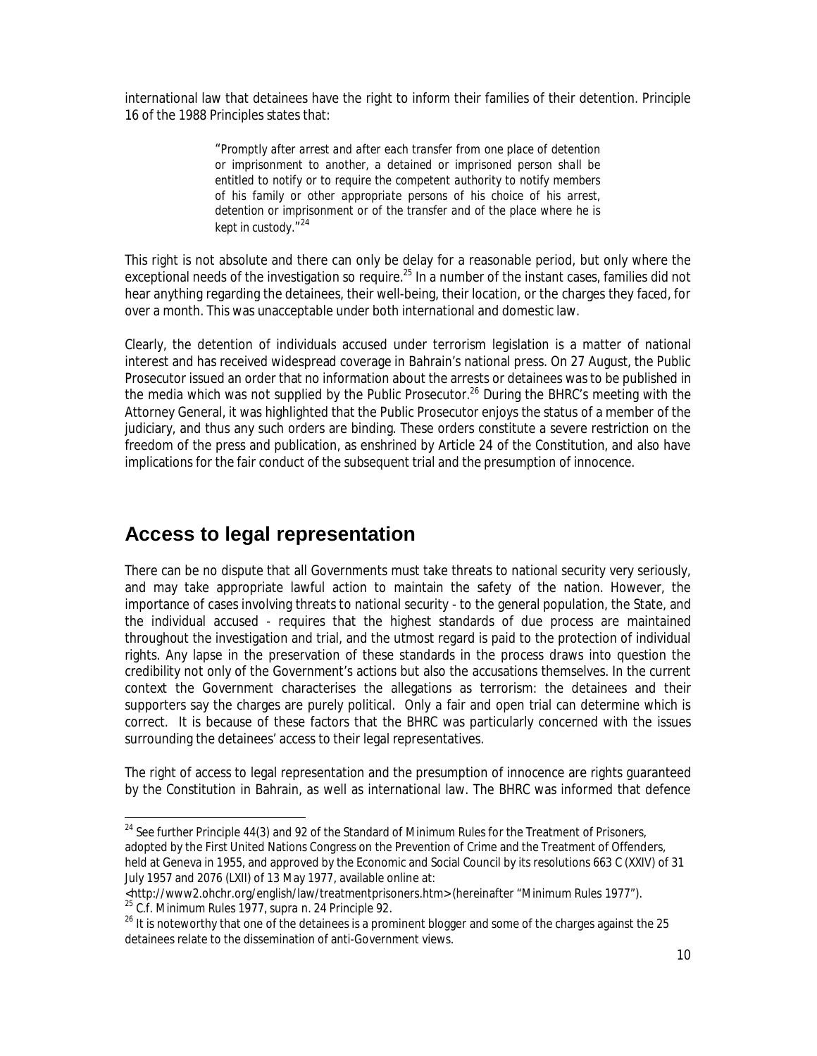international law that detainees have the right to inform their families of their detention. Principle 16 of the 1988 Principles states that:

> "*Promptly after arrest and after each transfer from one place of detention or imprisonment to another, a detained or imprisoned person shall be entitled to notify or to require the competent authority to notify members of his family or other appropriate persons of his choice of his arrest, detention or imprisonment or of the transfer and of the place where he is kept in custody.*"[24]

This right is not absolute and there can only be delay for a reasonable period, but only where the exceptional needs of the investigation so require.[25] In a number of the instant cases, families did not hear anything regarding the detainees, their well-being, their location, or the charges they faced, for over a month. This was unacceptable under both international and domestic law.

Clearly, the detention of individuals accused under terrorism legislation is a matter of national interest and has received widespread coverage in Bahrain's national press. On 27 August, the Public Prosecutor issued an order that no information about the arrests or detainees was to be published in the media which was not supplied by the Public Prosecutor.[26] During the BHRC's meeting with the Attorney General, it was highlighted that the Public Prosecutor enjoys the status of a member of the judiciary, and thus any such orders are binding. These orders constitute a severe restriction on the freedom of the press and publication, as enshrined by Article 24 of the Constitution, and also have implications for the fair conduct of the subsequent trial and the presumption of innocence.

## Access to legal representation

There can be no dispute that all Governments must take threats to national security very seriously, and may take appropriate lawful action to maintain the safety of the nation. However, the importance of cases involving threats to national security - to the general population, the State, and the individual accused - requires that the highest standards of due process are maintained throughout the investigation and trial, and the utmost regard is paid to the protection of individual rights. Any lapse in the preservation of these standards in the process draws into question the credibility not only of the Government's actions but also the accusations themselves. In the current context the Government characterises the allegations as terrorism: the detainees and their supporters say the charges are purely political. Only a fair and open trial can determine which is correct. It is because of these factors that the BHRC was particularly concerned with the issues surrounding the detainees' access to their legal representatives.

The right of access to legal representation and the presumption of innocence are rights guaranteed by the Constitution in Bahrain, as well as international law. The BHRC was informed that defence

---

[24] See further Principle 44(3) and 92 of the Standard of Minimum Rules for the Treatment of Prisoners, adopted by the First United Nations Congress on the Prevention of Crime and the Treatment of Offenders, held at Geneva in 1955, and approved by the Economic and Social Council by its resolutions 663 C (XXIV) of 31 July 1957 and 2076 (LXII) of 13 May 1977, available online at: <http://www2.ohchr.org/english/law/treatmentprisoners.htm> (hereinafter "Minimum Rules 1977").

[25] C.f. Minimum Rules 1977, supra n. 24 Principle 92.

[26] It is noteworthy that one of the detainees is a prominent blogger and some of the charges against the 25 detainees relate to the dissemination of anti-Government views.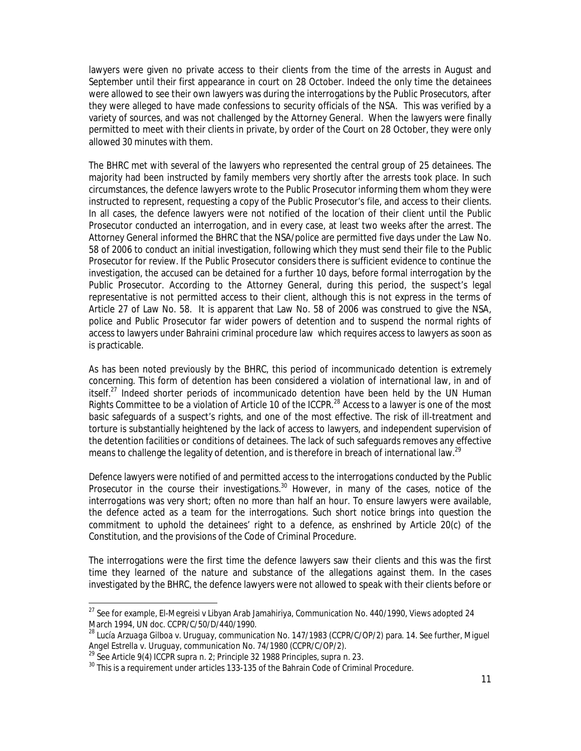lawyers were given no private access to their clients from the time of the arrests in August and September until their first appearance in court on 28 October. Indeed the only time the detainees were allowed to see their own lawyers was during the interrogations by the Public Prosecutors, after they were alleged to have made confessions to security officials of the NSA. This was verified by a variety of sources, and was not challenged by the Attorney General. When the lawyers were finally permitted to meet with their clients in private, by order of the Court on 28 October, they were only allowed 30 minutes with them.

The BHRC met with several of the lawyers who represented the central group of 25 detainees. The majority had been instructed by family members very shortly after the arrests took place. In such circumstances, the defence lawyers wrote to the Public Prosecutor informing them whom they were instructed to represent, requesting a copy of the Public Prosecutor's file, and access to their clients. In all cases, the defence lawyers were not notified of the location of their client until the Public Prosecutor conducted an interrogation, and in every case, at least two weeks after the arrest. The Attorney General informed the BHRC that the NSA/police are permitted five days under the Law No. 58 of 2006 to conduct an initial investigation, following which they must send their file to the Public Prosecutor for review. If the Public Prosecutor considers there is sufficient evidence to continue the investigation, the accused can be detained for a further 10 days, before formal interrogation by the Public Prosecutor. According to the Attorney General, during this period, the suspect's legal representative is not permitted access to their client, although this is not express in the terms of Article 27 of Law No. 58. It is apparent that Law No. 58 of 2006 was construed to give the NSA, police and Public Prosecutor far wider powers of detention and to suspend the normal rights of access to lawyers under Bahraini criminal procedure law which requires access to lawyers as soon as is practicable.

As has been noted previously by the BHRC, this period of *incommunicado* detention is extremely concerning. This form of detention has been considered a violation of international law, in and of itself.[27] Indeed shorter periods of *incommunicado* detention have been held by the UN Human Rights Committee to be a violation of Article 10 of the ICCPR.[28] Access to a lawyer is one of the most basic safeguards of a suspect's rights, and one of the most effective. The risk of ill-treatment and torture is substantially heightened by the lack of access to lawyers, and independent supervision of the detention facilities or conditions of detainees. The lack of such safeguards removes any effective means to challenge the legality of detention, and is therefore in breach of international law.[29]

Defence lawyers were notified of and permitted access to the interrogations conducted by the Public Prosecutor in the course their investigations.[30] However, in many of the cases, notice of the interrogations was very short; often no more than half an hour. To ensure lawyers were available, the defence acted as a team for the interrogations. Such short notice brings into question the commitment to uphold the detainees' right to a defence, as enshrined by Article 20(c) of the Constitution, and the provisions of the Code of Criminal Procedure.

The interrogations were the first time the defence lawyers saw their clients and this was the first time they learned of the nature and substance of the allegations against them. In the cases investigated by the BHRC, the defence lawyers were not allowed to speak with their clients before or

---

[27] See for example, El-Megreisi v Libyan Arab Jamahiriya, Communication No. 440/1990, Views adopted 24 March 1994, UN doc. CCPR/C/50/D/440/1990.

[28] *Lucía Arzuaga Gilboa v. Uruguay*, communication No. 147/1983 (CCPR/C/OP/2) para. 14. See further, *Miguel Angel Estrella v. Uruguay*, communication No. 74/1980 (CCPR/C/OP/2).

[29] See Article 9(4) ICCPR supra n. 2; Principle 32 1988 Principles, supra n. 23.

[30] This is a requirement under articles 133-135 of the Bahrain Code of Criminal Procedure.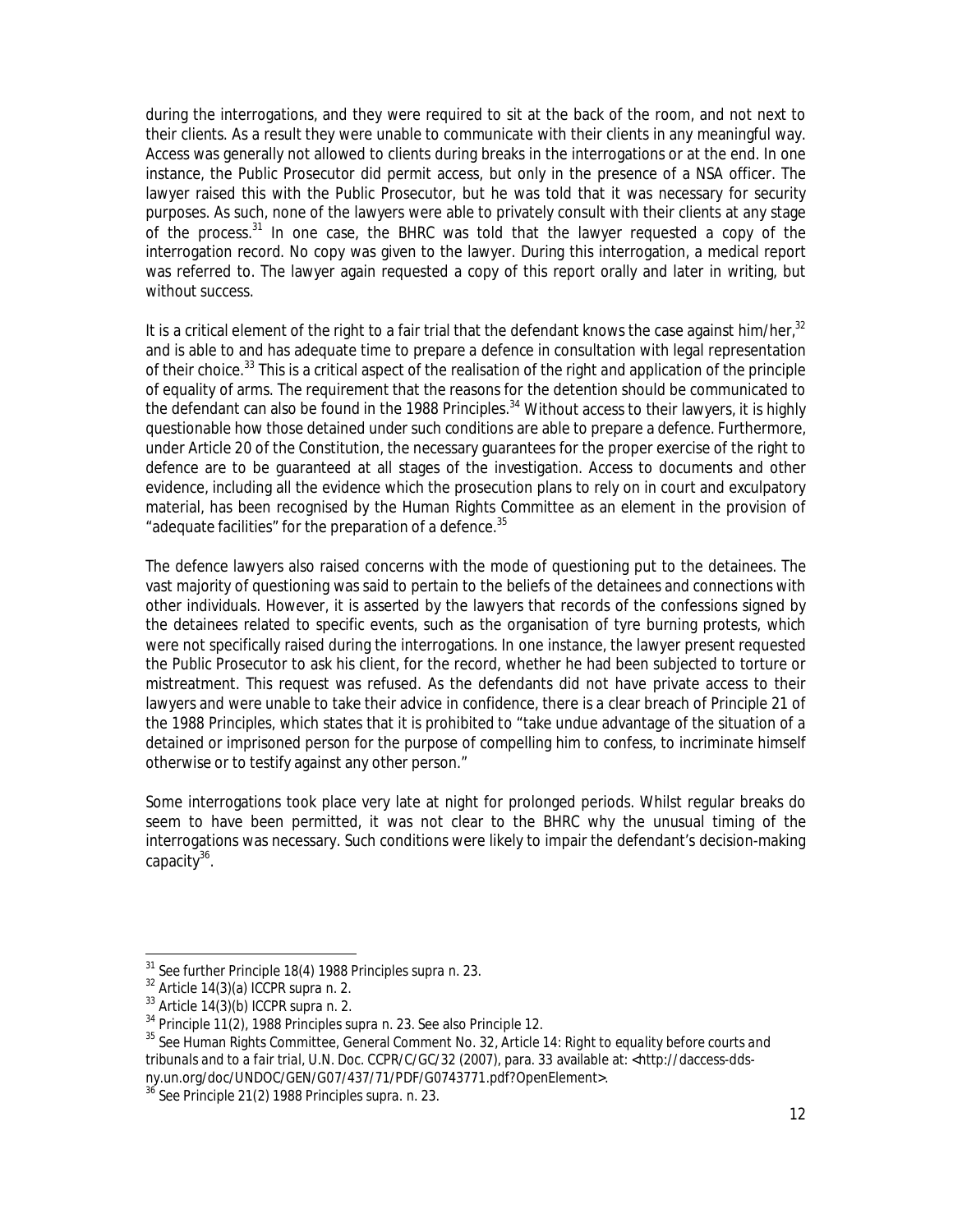during the interrogations, and they were required to sit at the back of the room, and not next to their clients. As a result they were unable to communicate with their clients in any meaningful way. Access was generally not allowed to clients during breaks in the interrogations or at the end. In one instance, the Public Prosecutor did permit access, but only in the presence of a NSA officer. The lawyer raised this with the Public Prosecutor, but he was told that it was necessary for security purposes. As such, none of the lawyers were able to privately consult with their clients at any stage of the process.[31] In one case, the BHRC was told that the lawyer requested a copy of the interrogation record. No copy was given to the lawyer. During this interrogation, a medical report was referred to. The lawyer again requested a copy of this report orally and later in writing, but without success.

It is a critical element of the right to a fair trial that the defendant knows the case against him/her,[32] and is able to and has adequate time to prepare a defence in consultation with legal representation of their choice.[33] This is a critical aspect of the realisation of the right and application of the principle of equality of arms. The requirement that the reasons for the detention should be communicated to the defendant can also be found in the 1988 Principles.[34] Without access to their lawyers, it is highly questionable how those detained under such conditions are able to prepare a defence. Furthermore, under Article 20 of the Constitution, the necessary guarantees for the proper exercise of the right to defence are to be guaranteed at all stages of the investigation. Access to documents and other evidence, including all the evidence which the prosecution plans to rely on in court and exculpatory material, has been recognised by the Human Rights Committee as an element in the provision of "adequate facilities" for the preparation of a defence.[35]

The defence lawyers also raised concerns with the mode of questioning put to the detainees. The vast majority of questioning was said to pertain to the beliefs of the detainees and connections with other individuals. However, it is asserted by the lawyers that records of the confessions signed by the detainees related to specific events, such as the organisation of tyre burning protests, which were not specifically raised during the interrogations. In one instance, the lawyer present requested the Public Prosecutor to ask his client, for the record, whether he had been subjected to torture or mistreatment. This request was refused. As the defendants did not have private access to their lawyers and were unable to take their advice in confidence, there is a clear breach of Principle 21 of the 1988 Principles, which states that it is prohibited to "take undue advantage of the situation of a detained or imprisoned person for the purpose of compelling him to confess, to incriminate himself otherwise or to testify against any other person."

Some interrogations took place very late at night for prolonged periods. Whilst regular breaks do seem to have been permitted, it was not clear to the BHRC why the unusual timing of the interrogations was necessary. Such conditions were likely to impair the defendant's decision-making capacity[36].

---

[31] See further Principle 18(4) 1988 Principles *supra* n. 23.

[32] Article 14(3)(a) ICCPR *supra* n. 2.

[33] Article 14(3)(b) ICCPR *supra* n. 2.

[34] Principle 11(2), 1988 Principles *supra* n. 23. See also Principle 12.

[35] See Human Rights Committee, General Comment No. 32, *Article 14: Right to equality before courts and tribunals and to a fair trial*, U.N. Doc. CCPR/C/GC/32 (2007), para. 33 available at: <http://daccess-dds-ny.un.org/doc/UNDOC/GEN/G07/437/71/PDF/G0743771.pdf?OpenElement>.

[36] See Principle 21(2) 1988 Principles *supra*. n. 23.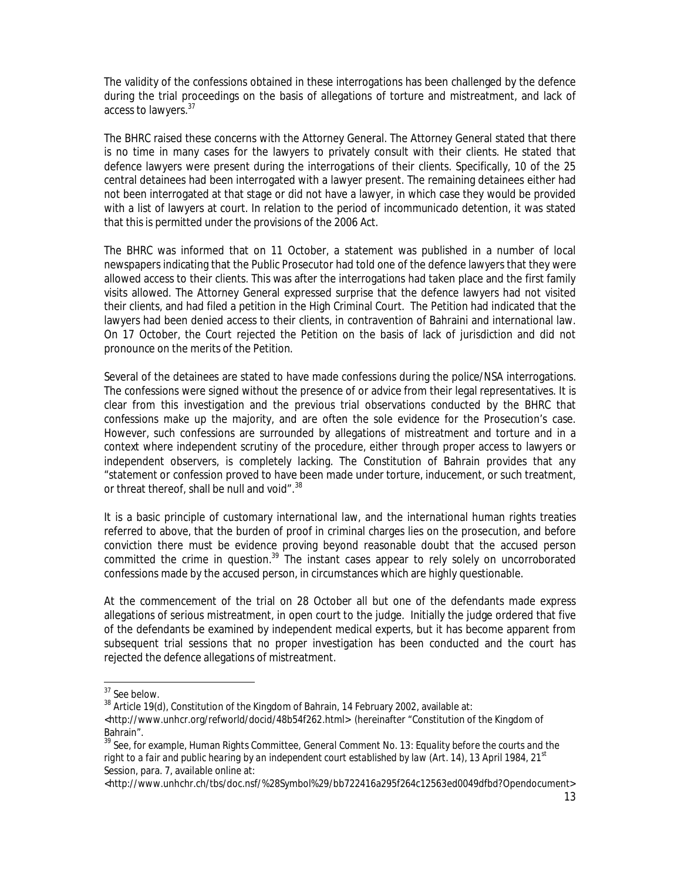The validity of the confessions obtained in these interrogations has been challenged by the defence during the trial proceedings on the basis of allegations of torture and mistreatment, and lack of access to lawyers.[37]

The BHRC raised these concerns with the Attorney General. The Attorney General stated that there is no time in many cases for the lawyers to privately consult with their clients. He stated that defence lawyers were present during the interrogations of their clients. Specifically, 10 of the 25 central detainees had been interrogated with a lawyer present. The remaining detainees either had not been interrogated at that stage or did not have a lawyer, in which case they would be provided with a list of lawyers at court. In relation to the period of incommunicado detention, it was stated that this is permitted under the provisions of the 2006 Act.

The BHRC was informed that on 11 October, a statement was published in a number of local newspapers indicating that the Public Prosecutor had told one of the defence lawyers that they were allowed access to their clients. This was after the interrogations had taken place and the first family visits allowed. The Attorney General expressed surprise that the defence lawyers had not visited their clients, and had filed a petition in the High Criminal Court. The Petition had indicated that the lawyers had been denied access to their clients, in contravention of Bahraini and international law. On 17 October, the Court rejected the Petition on the basis of lack of jurisdiction and did not pronounce on the merits of the Petition.

Several of the detainees are stated to have made confessions during the police/NSA interrogations. The confessions were signed without the presence of or advice from their legal representatives. It is clear from this investigation and the previous trial observations conducted by the BHRC that confessions make up the majority, and are often the sole evidence for the Prosecution's case. However, such confessions are surrounded by allegations of mistreatment and torture and in a context where independent scrutiny of the procedure, either through proper access to lawyers or independent observers, is completely lacking. The Constitution of Bahrain provides that any "statement or confession proved to have been made under torture, inducement, or such treatment, or threat thereof, shall be null and void".[38]

It is a basic principle of customary international law, and the international human rights treaties referred to above, that the burden of proof in criminal charges lies on the prosecution, and before conviction there must be evidence proving beyond reasonable doubt that the accused person committed the crime in question.[39] The instant cases appear to rely solely on uncorroborated confessions made by the accused person, in circumstances which are highly questionable.

At the commencement of the trial on 28 October all but one of the defendants made express allegations of serious mistreatment, in open court to the judge. Initially the judge ordered that five of the defendants be examined by independent medical experts, but it has become apparent from subsequent trial sessions that no proper investigation has been conducted and the court has rejected the defence allegations of mistreatment.

---

[37] See below.

[38] Article 19(d), Constitution of the Kingdom of Bahrain, 14 February 2002, available at: <http://www.unhcr.org/refworld/docid/48b54f262.html> (hereinafter "Constitution of the Kingdom of Bahrain".

[39] See, for example, Human Rights Committee, *General Comment No. 13: Equality before the courts and the right to a fair and public hearing by an independent court established by law (Art. 14)*, 13 April 1984, 21st Session, para. 7, available online at: <http://www.unhchr.ch/tbs/doc.nsf/%28Symbol%29/bb722416a295f264c12563ed0049dfbd?Opendocument>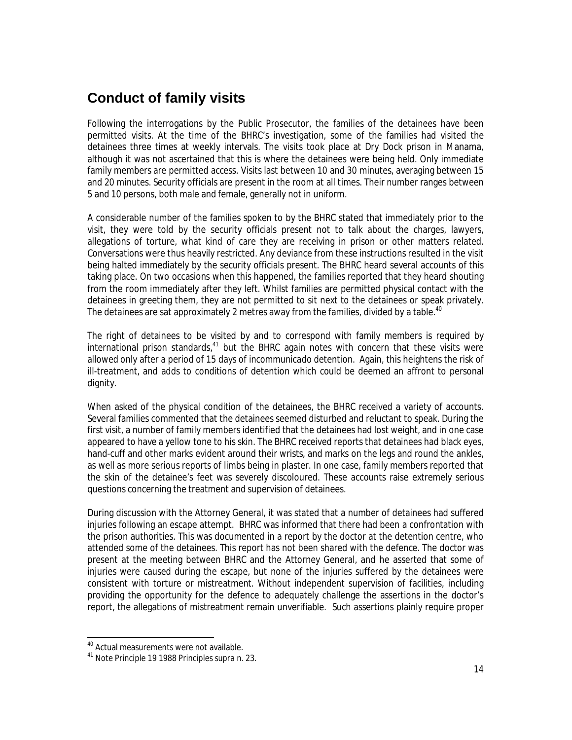## Conduct of family visits

Following the interrogations by the Public Prosecutor, the families of the detainees have been permitted visits. At the time of the BHRC's investigation, some of the families had visited the detainees three times at weekly intervals. The visits took place at Dry Dock prison in Manama, although it was not ascertained that this is where the detainees were being held. Only immediate family members are permitted access. Visits last between 10 and 30 minutes, averaging between 15 and 20 minutes. Security officials are present in the room at all times. Their number ranges between 5 and 10 persons, both male and female, generally not in uniform.

A considerable number of the families spoken to by the BHRC stated that immediately prior to the visit, they were told by the security officials present not to talk about the charges, lawyers, allegations of torture, what kind of care they are receiving in prison or other matters related. Conversations were thus heavily restricted. Any deviance from these instructions resulted in the visit being halted immediately by the security officials present. The BHRC heard several accounts of this taking place. On two occasions when this happened, the families reported that they heard shouting from the room immediately after they left. Whilst families are permitted physical contact with the detainees in greeting them, they are not permitted to sit next to the detainees or speak privately. The detainees are sat approximately 2 metres away from the families, divided by a table.[40]

The right of detainees to be visited by and to correspond with family members is required by international prison standards,[41] but the BHRC again notes with concern that these visits were allowed only after a period of 15 days of *incommunicado* detention. Again, this heightens the risk of ill-treatment, and adds to conditions of detention which could be deemed an affront to personal dignity.

When asked of the physical condition of the detainees, the BHRC received a variety of accounts. Several families commented that the detainees seemed disturbed and reluctant to speak. During the first visit, a number of family members identified that the detainees had lost weight, and in one case appeared to have a yellow tone to his skin. The BHRC received reports that detainees had black eyes, hand-cuff and other marks evident around their wrists, and marks on the legs and round the ankles, as well as more serious reports of limbs being in plaster. In one case, family members reported that the skin of the detainee's feet was severely discoloured. These accounts raise extremely serious questions concerning the treatment and supervision of detainees.

During discussion with the Attorney General, it was stated that a number of detainees had suffered injuries following an escape attempt. BHRC was informed that there had been a confrontation with the prison authorities. This was documented in a report by the doctor at the detention centre, who attended some of the detainees. This report has not been shared with the defence. The doctor was present at the meeting between BHRC and the Attorney General, and he asserted that some of injuries were caused during the escape, but none of the injuries suffered by the detainees were consistent with torture or mistreatment. Without independent supervision of facilities, including providing the opportunity for the defence to adequately challenge the assertions in the doctor's report, the allegations of mistreatment remain unverifiable. Such assertions plainly require proper

---

[40] Actual measurements were not available.

[41] Note Principle 19 1988 Principles supra n. 23.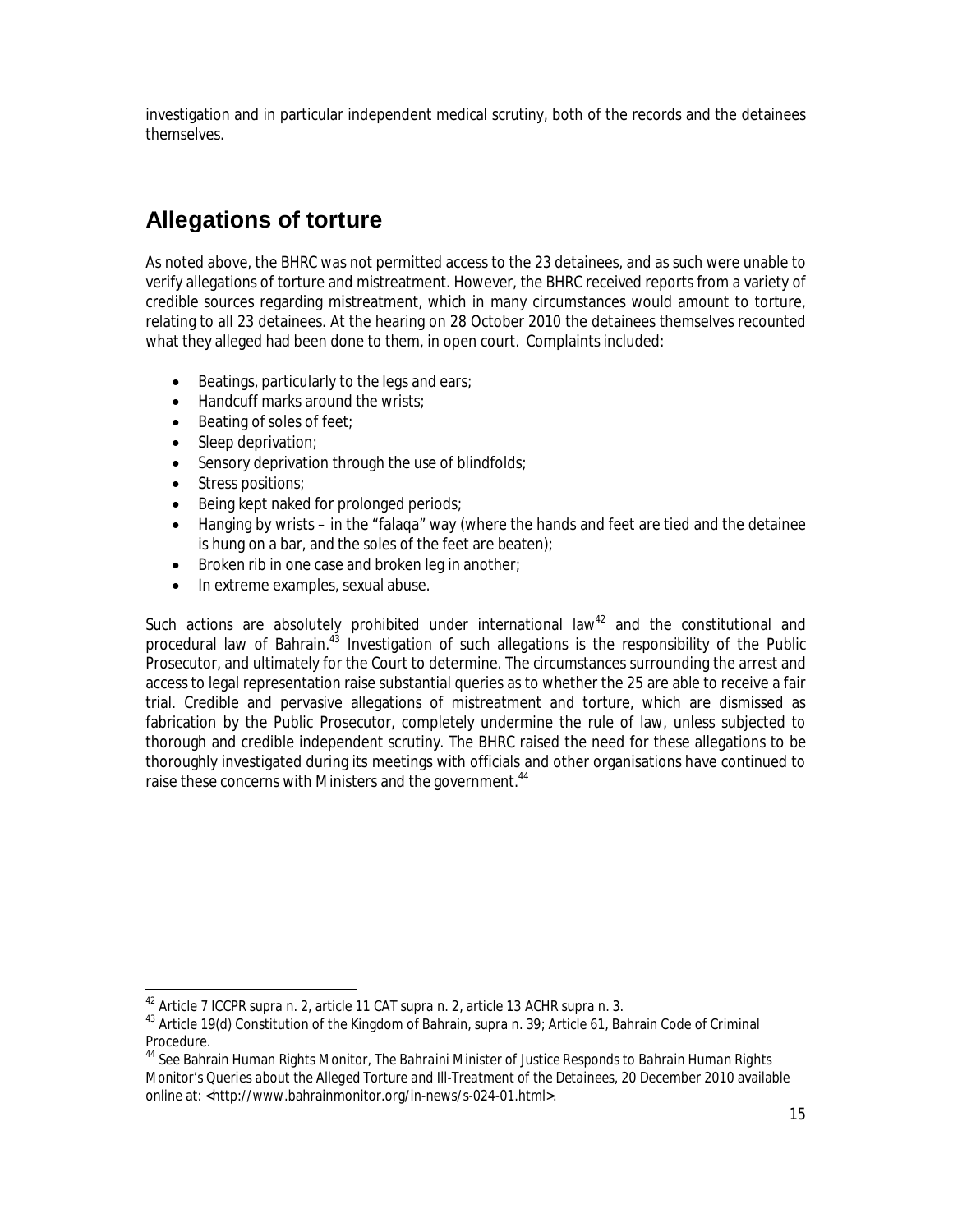investigation and in particular independent medical scrutiny, both of the records and the detainees themselves.

## Allegations of torture

As noted above, the BHRC was not permitted access to the 23 detainees, and as such were unable to verify allegations of torture and mistreatment. However, the BHRC received reports from a variety of credible sources regarding mistreatment, which in many circumstances would amount to torture, relating to all 23 detainees. At the hearing on 28 October 2010 the detainees themselves recounted what they alleged had been done to them, in open court. Complaints included:

- Beatings, particularly to the legs and ears;
- Handcuff marks around the wrists;
- Beating of soles of feet;
- Sleep deprivation;
- Sensory deprivation through the use of blindfolds;
- Stress positions;
- Being kept naked for prolonged periods;
- Hanging by wrists – in the "falaqa" way (where the hands and feet are tied and the detainee is hung on a bar, and the soles of the feet are beaten);
- Broken rib in one case and broken leg in another;
- In extreme examples, sexual abuse.

Such actions are absolutely prohibited under international law[42] and the constitutional and procedural law of Bahrain.[43] Investigation of such allegations is the responsibility of the Public Prosecutor, and ultimately for the Court to determine. The circumstances surrounding the arrest and access to legal representation raise substantial queries as to whether the 25 are able to receive a fair trial. Credible and pervasive allegations of mistreatment and torture, which are dismissed as fabrication by the Public Prosecutor, completely undermine the rule of law, unless subjected to thorough and credible independent scrutiny. The BHRC raised the need for these allegations to be thoroughly investigated during its meetings with officials and other organisations have continued to raise these concerns with Ministers and the government.[44]

---

[42] Article 7 ICCPR *supra* n. 2, article 11 CAT *supra* n. 2, article 13 ACHR *supra* n. 3.

[43] Article 19(d) Constitution of the Kingdom of Bahrain, *supra* n. 39; Article 61, Bahrain Code of Criminal Procedure.

[44] See Bahrain Human Rights Monitor, *The Bahraini Minister of Justice Responds to Bahrain Human Rights Monitor's Queries about the Alleged Torture and Ill-Treatment of the Detainees*, 20 December 2010 available online at: <http://www.bahrainmonitor.org/in-news/s-024-01.html>.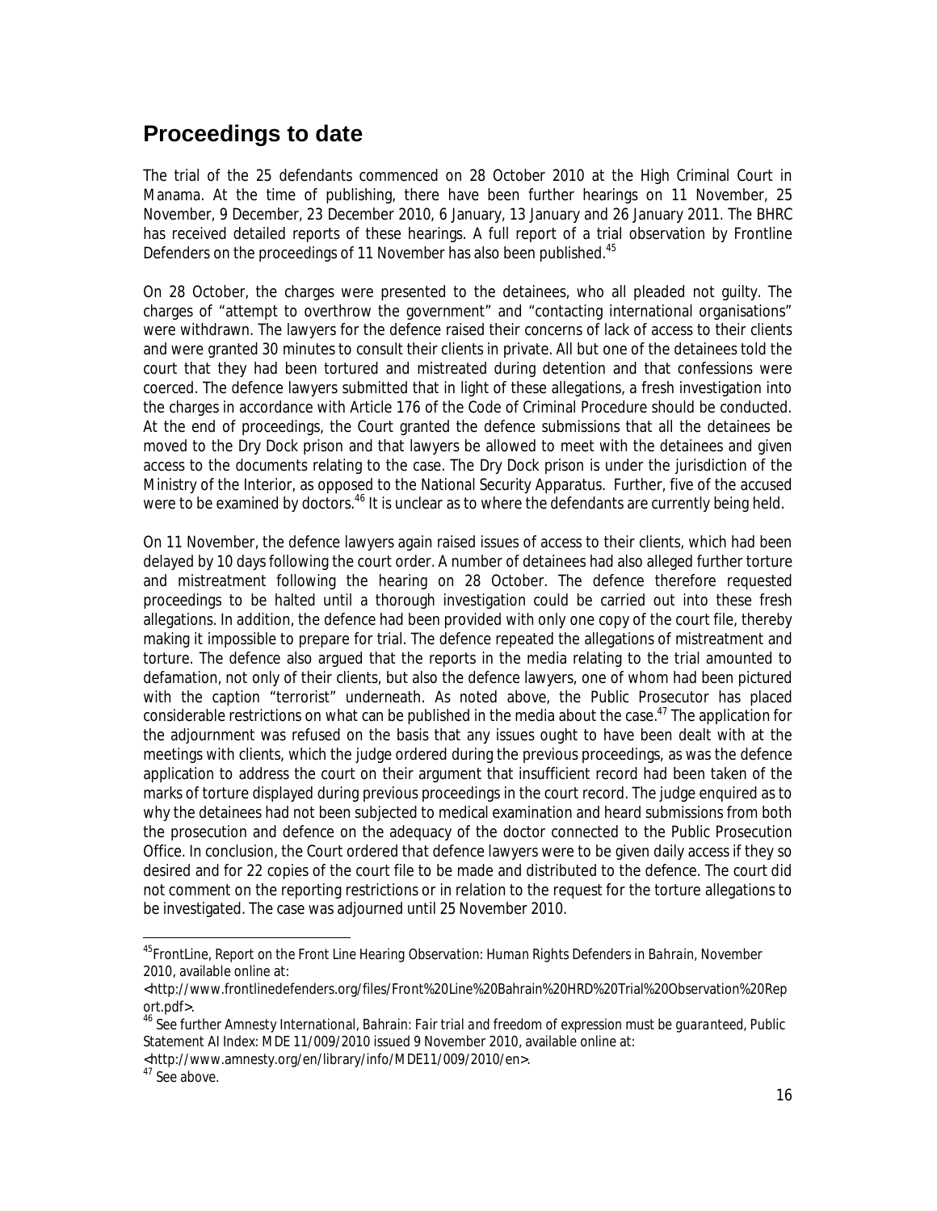## Proceedings to date

The trial of the 25 defendants commenced on 28 October 2010 at the High Criminal Court in Manama. At the time of publishing, there have been further hearings on 11 November, 25 November, 9 December, 23 December 2010, 6 January, 13 January and 26 January 2011. The BHRC has received detailed reports of these hearings. A full report of a trial observation by Frontline Defenders on the proceedings of 11 November has also been published.[45]

On 28 October, the charges were presented to the detainees, who all pleaded not guilty. The charges of "attempt to overthrow the government" and "contacting international organisations" were withdrawn. The lawyers for the defence raised their concerns of lack of access to their clients and were granted 30 minutes to consult their clients in private. All but one of the detainees told the court that they had been tortured and mistreated during detention and that confessions were coerced. The defence lawyers submitted that in light of these allegations, a fresh investigation into the charges in accordance with Article 176 of the Code of Criminal Procedure should be conducted. At the end of proceedings, the Court granted the defence submissions that all the detainees be moved to the Dry Dock prison and that lawyers be allowed to meet with the detainees and given access to the documents relating to the case. The Dry Dock prison is under the jurisdiction of the Ministry of the Interior, as opposed to the National Security Apparatus. Further, five of the accused were to be examined by doctors.[46] It is unclear as to where the defendants are currently being held.

On 11 November, the defence lawyers again raised issues of access to their clients, which had been delayed by 10 days following the court order. A number of detainees had also alleged further torture and mistreatment following the hearing on 28 October. The defence therefore requested proceedings to be halted until a thorough investigation could be carried out into these fresh allegations. In addition, the defence had been provided with only one copy of the court file, thereby making it impossible to prepare for trial. The defence repeated the allegations of mistreatment and torture. The defence also argued that the reports in the media relating to the trial amounted to defamation, not only of their clients, but also the defence lawyers, one of whom had been pictured with the caption "terrorist" underneath. As noted above, the Public Prosecutor has placed considerable restrictions on what can be published in the media about the case.[47] The application for the adjournment was refused on the basis that any issues ought to have been dealt with at the meetings with clients, which the judge ordered during the previous proceedings, as was the defence application to address the court on their argument that insufficient record had been taken of the marks of torture displayed during previous proceedings in the court record. The judge enquired as to why the detainees had not been subjected to medical examination and heard submissions from both the prosecution and defence on the adequacy of the doctor connected to the Public Prosecution Office. In conclusion, the Court ordered that defence lawyers were to be given daily access if they so desired and for 22 copies of the court file to be made and distributed to the defence. The court did not comment on the reporting restrictions or in relation to the request for the torture allegations to be investigated. The case was adjourned until 25 November 2010.

---

[45] FrontLine, *Report on the Front Line Hearing Observation: Human Rights Defenders in Bahrain*, November 2010, available online at: <http://www.frontlinedefenders.org/files/Front%20Line%20Bahrain%20HRD%20Trial%20Observation%20Report.pdf>.

[46] See further Amnesty International, *Bahrain: Fair trial and freedom of expression must be guaranteed*, Public Statement AI Index: MDE 11/009/2010 issued 9 November 2010, available online at: <http://www.amnesty.org/en/library/info/MDE11/009/2010/en>.

[47] See above.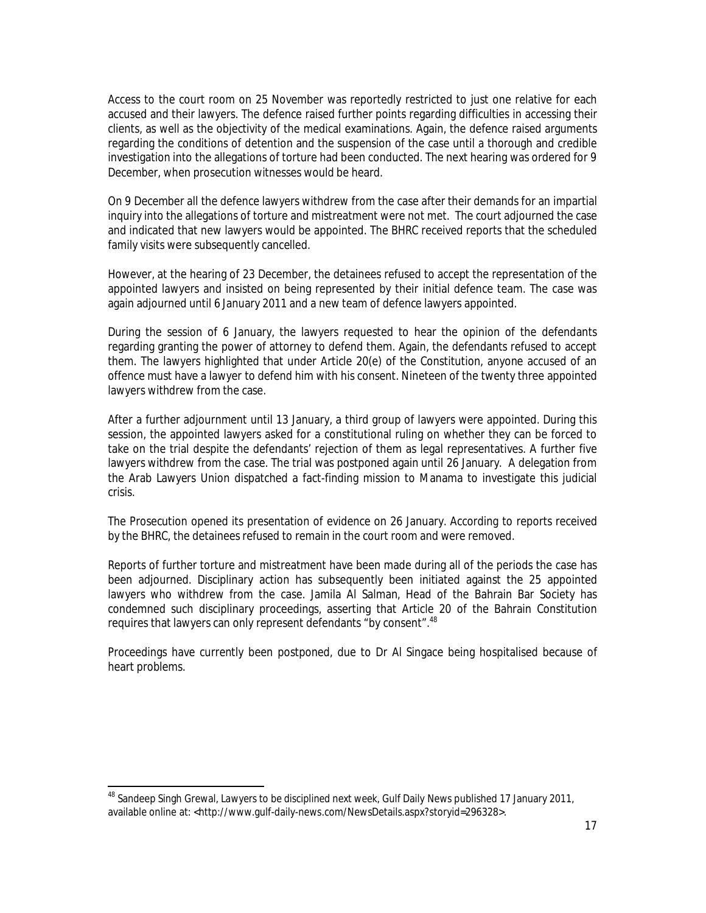Access to the court room on 25 November was reportedly restricted to just one relative for each accused and their lawyers. The defence raised further points regarding difficulties in accessing their clients, as well as the objectivity of the medical examinations. Again, the defence raised arguments regarding the conditions of detention and the suspension of the case until a thorough and credible investigation into the allegations of torture had been conducted. The next hearing was ordered for 9 December, when prosecution witnesses would be heard.

On 9 December all the defence lawyers withdrew from the case after their demands for an impartial inquiry into the allegations of torture and mistreatment were not met. The court adjourned the case and indicated that new lawyers would be appointed. The BHRC received reports that the scheduled family visits were subsequently cancelled.

However, at the hearing of 23 December, the detainees refused to accept the representation of the appointed lawyers and insisted on being represented by their initial defence team. The case was again adjourned until 6 January 2011 and a new team of defence lawyers appointed.

During the session of 6 January, the lawyers requested to hear the opinion of the defendants regarding granting the power of attorney to defend them. Again, the defendants refused to accept them. The lawyers highlighted that under Article 20(e) of the Constitution, anyone accused of an offence must have a lawyer to defend him with his consent. Nineteen of the twenty three appointed lawyers withdrew from the case.

After a further adjournment until 13 January, a third group of lawyers were appointed. During this session, the appointed lawyers asked for a constitutional ruling on whether they can be forced to take on the trial despite the defendants' rejection of them as legal representatives. A further five lawyers withdrew from the case. The trial was postponed again until 26 January. A delegation from the Arab Lawyers Union dispatched a fact-finding mission to Manama to investigate this judicial crisis.

The Prosecution opened its presentation of evidence on 26 January. According to reports received by the BHRC, the detainees refused to remain in the court room and were removed.

Reports of further torture and mistreatment have been made during all of the periods the case has been adjourned. Disciplinary action has subsequently been initiated against the 25 appointed lawyers who withdrew from the case. Jamila Al Salman, Head of the Bahrain Bar Society has condemned such disciplinary proceedings, asserting that Article 20 of the Bahrain Constitution requires that lawyers can only represent defendants "by consent".[48]

Proceedings have currently been postponed, due to Dr Al Singace being hospitalised because of heart problems.

---

[48] Sandeep Singh Grewal, Lawyers to be disciplined next week, Gulf Daily News published 17 January 2011, available online at: <http://www.gulf-daily-news.com/NewsDetails.aspx?storyid=296328>.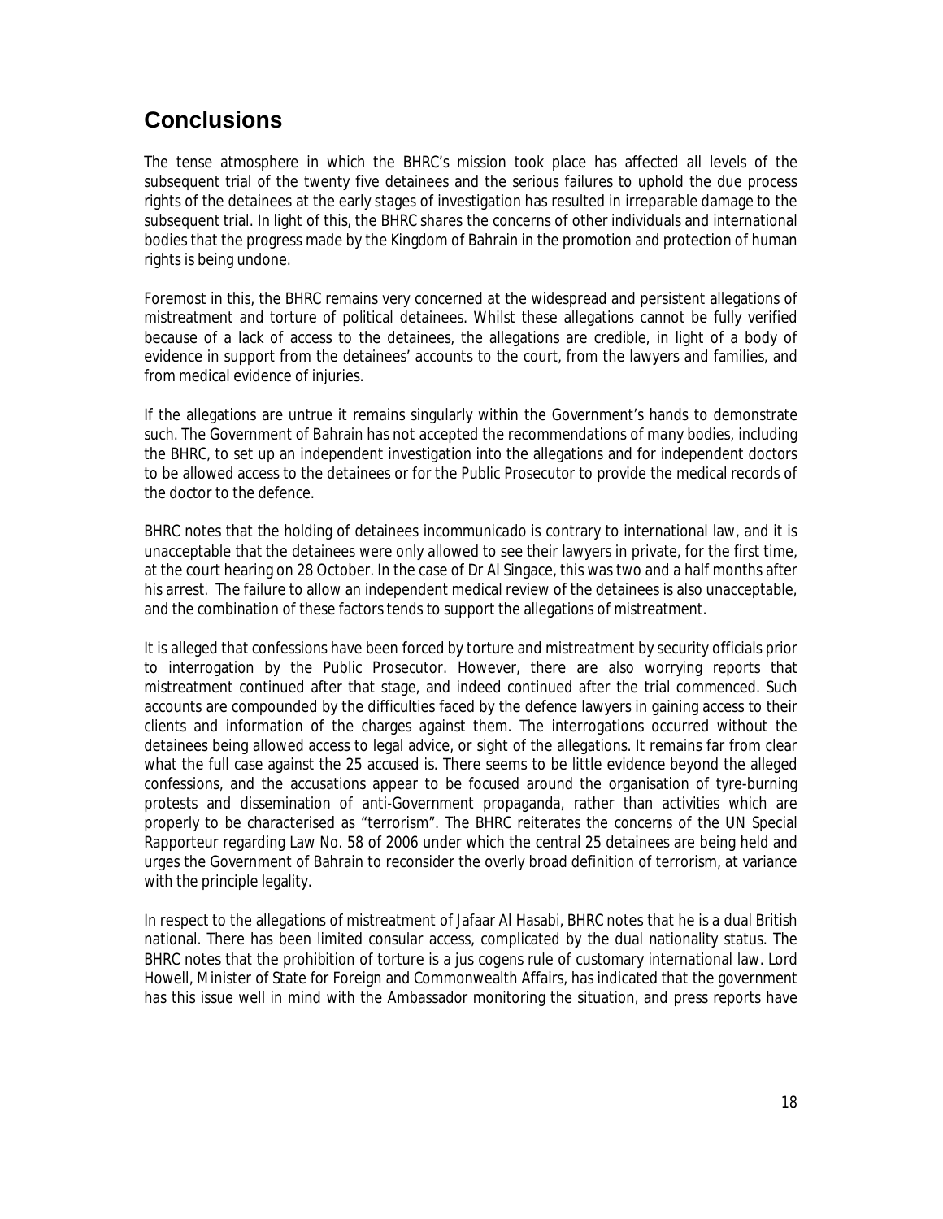## Conclusions

The tense atmosphere in which the BHRC's mission took place has affected all levels of the subsequent trial of the twenty five detainees and the serious failures to uphold the due process rights of the detainees at the early stages of investigation has resulted in irreparable damage to the subsequent trial. In light of this, the BHRC shares the concerns of other individuals and international bodies that the progress made by the Kingdom of Bahrain in the promotion and protection of human rights is being undone.

Foremost in this, the BHRC remains very concerned at the widespread and persistent allegations of mistreatment and torture of political detainees. Whilst these allegations cannot be fully verified because of a lack of access to the detainees, the allegations are credible, in light of a body of evidence in support from the detainees' accounts to the court, from the lawyers and families, and from medical evidence of injuries.

If the allegations are untrue it remains singularly within the Government's hands to demonstrate such. The Government of Bahrain has not accepted the recommendations of many bodies, including the BHRC, to set up an independent investigation into the allegations and for independent doctors to be allowed access to the detainees or for the Public Prosecutor to provide the medical records of the doctor to the defence.

BHRC notes that the holding of detainees incommunicado is contrary to international law, and it is unacceptable that the detainees were only allowed to see their lawyers in private, for the first time, at the court hearing on 28 October. In the case of Dr Al Singace, this was two and a half months after his arrest. The failure to allow an independent medical review of the detainees is also unacceptable, and the combination of these factors tends to support the allegations of mistreatment.

It is alleged that confessions have been forced by torture and mistreatment by security officials prior to interrogation by the Public Prosecutor. However, there are also worrying reports that mistreatment continued after that stage, and indeed continued after the trial commenced. Such accounts are compounded by the difficulties faced by the defence lawyers in gaining access to their clients and information of the charges against them. The interrogations occurred without the detainees being allowed access to legal advice, or sight of the allegations. It remains far from clear what the full case against the 25 accused is. There seems to be little evidence beyond the alleged confessions, and the accusations appear to be focused around the organisation of tyre-burning protests and dissemination of anti-Government propaganda, rather than activities which are properly to be characterised as "terrorism". The BHRC reiterates the concerns of the UN Special Rapporteur regarding Law No. 58 of 2006 under which the central 25 detainees are being held and urges the Government of Bahrain to reconsider the overly broad definition of terrorism, at variance with the principle legality.

In respect to the allegations of mistreatment of Jafaar Al Hasabi, BHRC notes that he is a dual British national. There has been limited consular access, complicated by the dual nationality status. The BHRC notes that the prohibition of torture is a jus cogens rule of customary international law. Lord Howell, Minister of State for Foreign and Commonwealth Affairs, has indicated that the government has this issue well in mind with the Ambassador monitoring the situation, and press reports have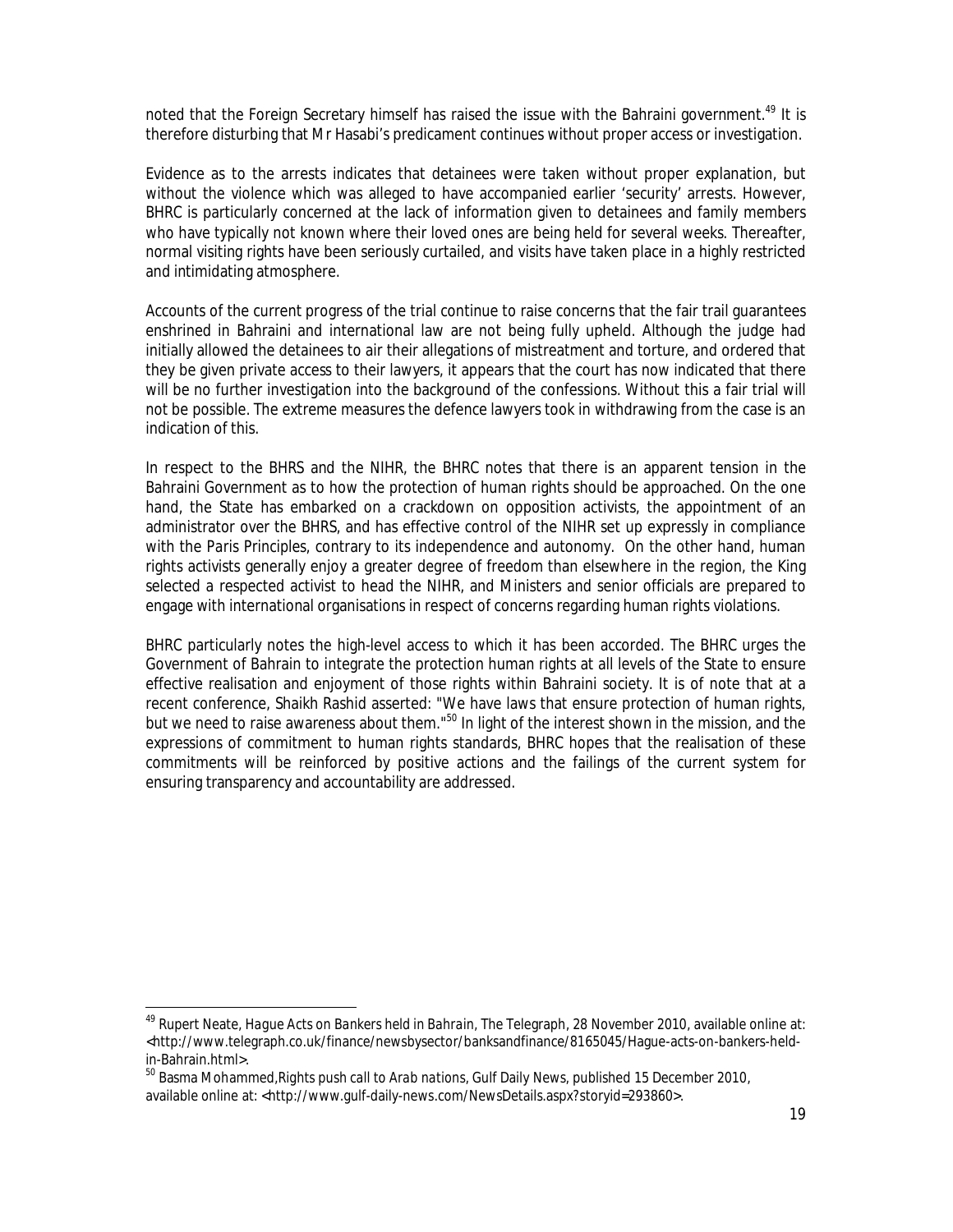noted that the Foreign Secretary himself has raised the issue with the Bahraini government.[49] It is therefore disturbing that Mr Hasabi's predicament continues without proper access or investigation.

Evidence as to the arrests indicates that detainees were taken without proper explanation, but without the violence which was alleged to have accompanied earlier 'security' arrests. However, BHRC is particularly concerned at the lack of information given to detainees and family members who have typically not known where their loved ones are being held for several weeks. Thereafter, normal visiting rights have been seriously curtailed, and visits have taken place in a highly restricted and intimidating atmosphere.

Accounts of the current progress of the trial continue to raise concerns that the fair trail guarantees enshrined in Bahraini and international law are not being fully upheld. Although the judge had initially allowed the detainees to air their allegations of mistreatment and torture, and ordered that they be given private access to their lawyers, it appears that the court has now indicated that there will be no further investigation into the background of the confessions. Without this a fair trial will not be possible. The extreme measures the defence lawyers took in withdrawing from the case is an indication of this.

In respect to the BHRS and the NIHR, the BHRC notes that there is an apparent tension in the Bahraini Government as to how the protection of human rights should be approached. On the one hand, the State has embarked on a crackdown on opposition activists, the appointment of an administrator over the BHRS, and has effective control of the NIHR set up expressly in compliance with the Paris Principles, contrary to its independence and autonomy. On the other hand, human rights activists generally enjoy a greater degree of freedom than elsewhere in the region, the King selected a respected activist to head the NIHR, and Ministers and senior officials are prepared to engage with international organisations in respect of concerns regarding human rights violations.

BHRC particularly notes the high-level access to which it has been accorded. The BHRC urges the Government of Bahrain to integrate the protection human rights at all levels of the State to ensure effective realisation and enjoyment of those rights within Bahraini society. It is of note that at a recent conference, Shaikh Rashid asserted: "We have laws that ensure protection of human rights, but we need to raise awareness about them."[50] In light of the interest shown in the mission, and the expressions of commitment to human rights standards, BHRC hopes that the realisation of these commitments will be reinforced by positive actions and the failings of the current system for ensuring transparency and accountability are addressed.

---

[49] Rupert Neate, *Hague Acts on Bankers held in Bahrain*, The Telegraph, 28 November 2010, available online at: <http://www.telegraph.co.uk/finance/newsbysector/banksandfinance/8165045/Hague-acts-on-bankers-held-in-Bahrain.html>.

[50] Basma Mohammed,*Rights push call to Arab nations*, Gulf Daily News, published 15 December 2010, available online at: <http://www.gulf-daily-news.com/NewsDetails.aspx?storyid=293860>.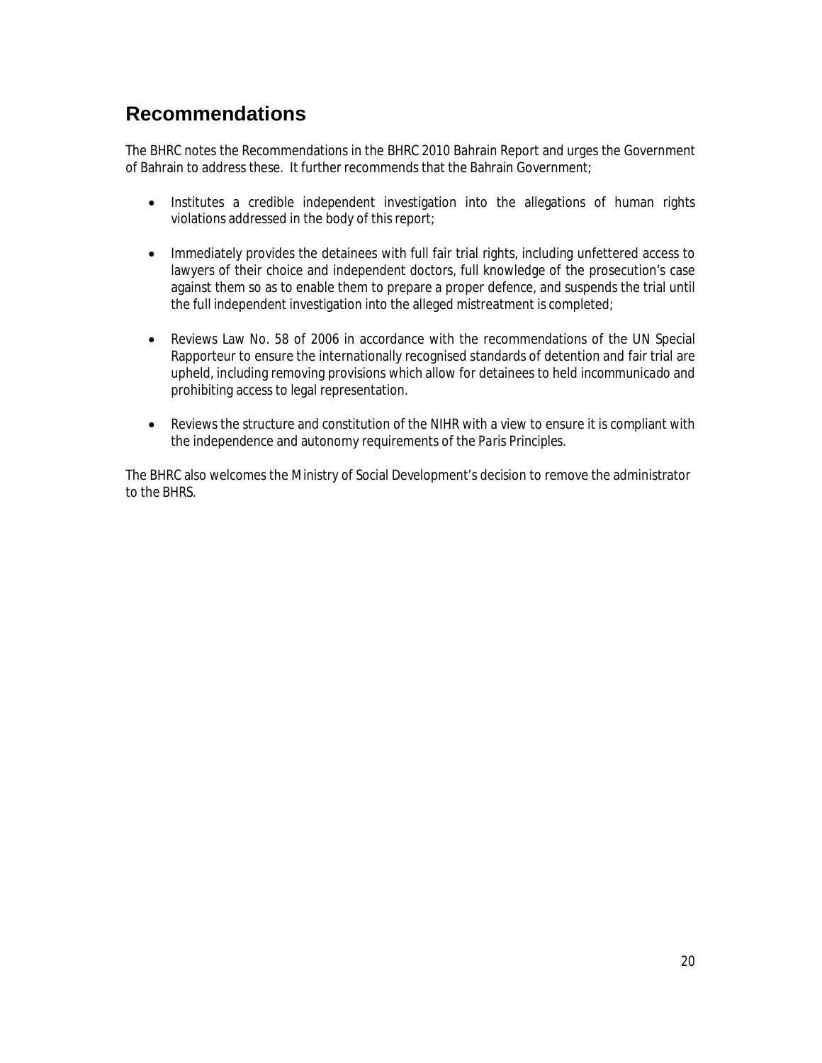## Recommendations

The BHRC notes the Recommendations in the BHRC 2010 Bahrain Report and urges the Government of Bahrain to address these. It further recommends that the Bahrain Government;

- Institutes a credible independent investigation into the allegations of human rights violations addressed in the body of this report;

- Immediately provides the detainees with full fair trial rights, including unfettered access to lawyers of their choice and independent doctors, full knowledge of the prosecution's case against them so as to enable them to prepare a proper defence, and suspends the trial until the full independent investigation into the alleged mistreatment is completed;

- Reviews Law No. 58 of 2006 in accordance with the recommendations of the UN Special Rapporteur to ensure the internationally recognised standards of detention and fair trial are upheld, including removing provisions which allow for detainees to held *incommunicado* and prohibiting access to legal representation.

- Reviews the structure and constitution of the NIHR with a view to ensure it is compliant with the independence and autonomy requirements of the Paris Principles.

The BHRC also welcomes the Ministry of Social Development's decision to remove the administrator to the BHRS.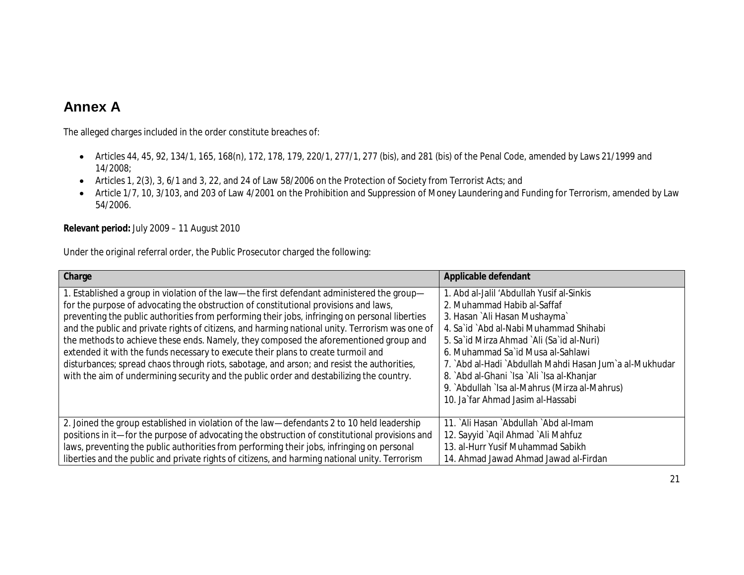## Annex A

The alleged charges included in the order constitute breaches of:

- Articles 44, 45, 92, 134/1, 165, 168(n), 172, 178, 179, 220/1, 277/1, 277 (bis), and 281 (bis) of the Penal Code, amended by Laws 21/1999 and 14/2008;
- Articles 1, 2(3), 3, 6/1 and 3, 22, and 24 of Law 58/2006 on the Protection of Society from Terrorist Acts; and
- Article 1/7, 10, 3/103, and 203 of Law 4/2001 on the Prohibition and Suppression of Money Laundering and Funding for Terrorism, amended by Law 54/2006.

**Relevant period:** July 2009 – 11 August 2010

Under the original referral order, the Public Prosecutor charged the following:

| Charge | Applicable defendant |
|---|---|
| 1. Established a group in violation of the law—the first defendant administered the group—for the purpose of advocating the obstruction of constitutional provisions and laws, preventing the public authorities from performing their jobs, infringing on personal liberties and the public and private rights of citizens, and harming national unity. Terrorism was one of the methods to achieve these ends. Namely, they composed the aforementioned group and extended it with the funds necessary to execute their plans to create turmoil and disturbances; spread chaos through riots, sabotage, and arson; and resist the authorities, with the aim of undermining security and the public order and destabilizing the country. | 1. Abd al-Jalil 'Abdullah Yusif al-Sinkis<br>2. Muhammad Habib al-Saffaf<br>3. Hasan `Ali Hasan Mushayma`<br>4. Sa`id `Abd al-Nabi Muhammad Shihabi<br>5. Sa`id Mirza Ahmad `Ali (Sa`id al-Nuri)<br>6. Muhammad Sa`id Musa al-Sahlawi<br>7. `Abd al-Hadi `Abdullah Mahdi Hasan Jum`a al-Mukhudar<br>8. `Abd al-Ghani `Isa `Ali `Isa al-Khanjar<br>9. `Abdullah `Isa al-Mahrus (Mirza al-Mahrus)<br>10. Ja`far Ahmad Jasim al-Hassabi |
| 2. Joined the group established in violation of the law—defendants 2 to 10 held leadership positions in it—for the purpose of advocating the obstruction of constitutional provisions and laws, preventing the public authorities from performing their jobs, infringing on personal liberties and the public and private rights of citizens, and harming national unity. Terrorism | 11. `Ali Hasan `Abdullah `Abd al-Imam<br>12. Sayyid `Aqil Ahmad `Ali Mahfuz<br>13. al-Hurr Yusif Muhammad Sabikh<br>14. Ahmad Jawad Ahmad Jawad al-Firdan |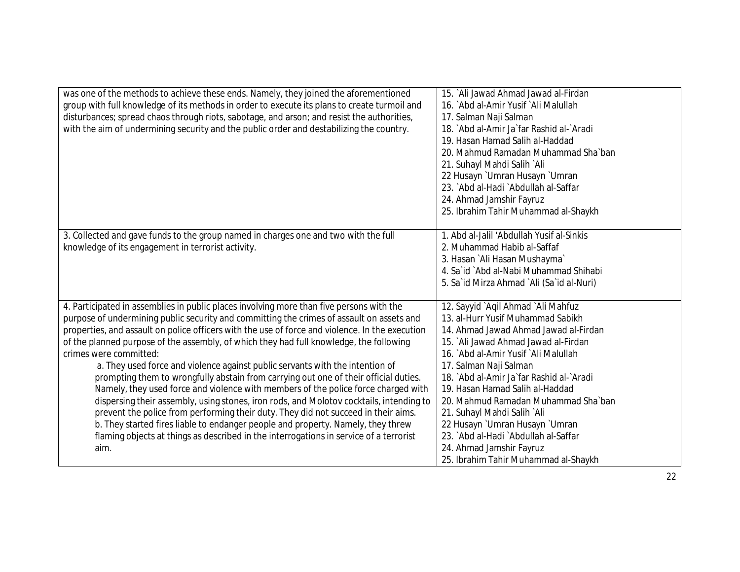| | |
|---|---|
| was one of the methods to achieve these ends. Namely, they joined the aforementioned group with full knowledge of its methods in order to execute its plans to create turmoil and disturbances; spread chaos through riots, sabotage, and arson; and resist the authorities, with the aim of undermining security and the public order and destabilizing the country. | 15. `Ali Jawad Ahmad Jawad al-Firdan<br>16. `Abd al-Amir Yusif `Ali Malullah<br>17. Salman Naji Salman<br>18. `Abd al-Amir Ja`far Rashid al-`Aradi<br>19. Hasan Hamad Salih al-Haddad<br>20. Mahmud Ramadan Muhammad Sha`ban<br>21. Suhayl Mahdi Salih `Ali<br>22 Husayn `Umran Husayn `Umran<br>23. `Abd al-Hadi `Abdullah al-Saffar<br>24. Ahmad Jamshir Fayruz<br>25. Ibrahim Tahir Muhammad al-Shaykh |
| 3. Collected and gave funds to the group named in charges one and two with the full knowledge of its engagement in terrorist activity. | 1. Abd al-Jalil 'Abdullah Yusif al-Sinkis<br>2. Muhammad Habib al-Saffaf<br>3. Hasan `Ali Hasan Mushayma`<br>4. Sa`id `Abd al-Nabi Muhammad Shihabi<br>5. Sa`id Mirza Ahmad `Ali (Sa`id al-Nuri) |
| 4. Participated in assemblies in public places involving more than five persons with the purpose of undermining public security and committing the crimes of assault on assets and properties, and assault on police officers with the use of force and violence. In the execution of the planned purpose of the assembly, of which they had full knowledge, the following crimes were committed:<br>a. They used force and violence against public servants with the intention of prompting them to wrongfully abstain from carrying out one of their official duties. Namely, they used force and violence with members of the police force charged with dispersing their assembly, using stones, iron rods, and Molotov cocktails, intending to prevent the police from performing their duty. They did not succeed in their aims.<br>b. They started fires liable to endanger people and property. Namely, they threw flaming objects at things as described in the interrogations in service of a terrorist aim. | 12. Sayyid `Aqil Ahmad `Ali Mahfuz<br>13. al-Hurr Yusif Muhammad Sabikh<br>14. Ahmad Jawad Ahmad Jawad al-Firdan<br>15. `Ali Jawad Ahmad Jawad al-Firdan<br>16. `Abd al-Amir Yusif `Ali Malullah<br>17. Salman Naji Salman<br>18. `Abd al-Amir Ja`far Rashid al-`Aradi<br>19. Hasan Hamad Salih al-Haddad<br>20. Mahmud Ramadan Muhammad Sha`ban<br>21. Suhayl Mahdi Salih `Ali<br>22 Husayn `Umran Husayn `Umran<br>23. `Abd al-Hadi `Abdullah al-Saffar<br>24. Ahmad Jamshir Fayruz<br>25. Ibrahim Tahir Muhammad al-Shaykh |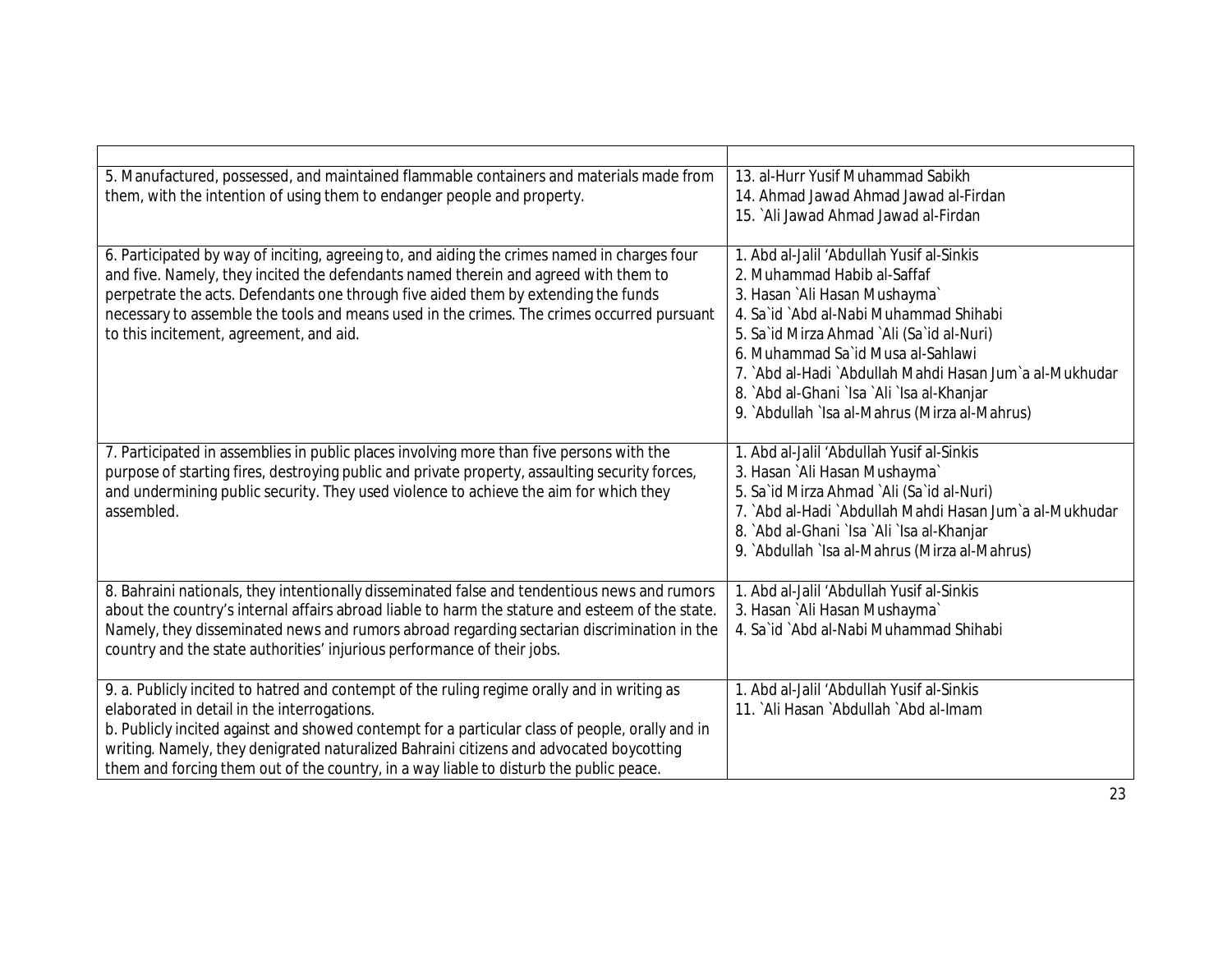| | |
|---|---|
| 5. Manufactured, possessed, and maintained flammable containers and materials made from them, with the intention of using them to endanger people and property. | 13. al-Hurr Yusif Muhammad Sabikh<br>14. Ahmad Jawad Ahmad Jawad al-Firdan<br>15. `Ali Jawad Ahmad Jawad al-Firdan |
| 6. Participated by way of inciting, agreeing to, and aiding the crimes named in charges four and five. Namely, they incited the defendants named therein and agreed with them to perpetrate the acts. Defendants one through five aided them by extending the funds necessary to assemble the tools and means used in the crimes. The crimes occurred pursuant to this incitement, agreement, and aid. | 1. Abd al-Jalil 'Abdullah Yusif al-Sinkis<br>2. Muhammad Habib al-Saffaf<br>3. Hasan `Ali Hasan Mushayma`<br>4. Sa`id `Abd al-Nabi Muhammad Shihabi<br>5. Sa`id Mirza Ahmad `Ali (Sa`id al-Nuri)<br>6. Muhammad Sa`id Musa al-Sahlawi<br>7. `Abd al-Hadi `Abdullah Mahdi Hasan Jum`a al-Mukhudar<br>8. `Abd al-Ghani `Isa `Ali `Isa al-Khanjar<br>9. `Abdullah `Isa al-Mahrus (Mirza al-Mahrus) |
| 7. Participated in assemblies in public places involving more than five persons with the purpose of starting fires, destroying public and private property, assaulting security forces, and undermining public security. They used violence to achieve the aim for which they assembled. | 1. Abd al-Jalil 'Abdullah Yusif al-Sinkis<br>3. Hasan `Ali Hasan Mushayma`<br>5. Sa`id Mirza Ahmad `Ali (Sa`id al-Nuri)<br>7. `Abd al-Hadi `Abdullah Mahdi Hasan Jum`a al-Mukhudar<br>8. `Abd al-Ghani `Isa `Ali `Isa al-Khanjar<br>9. `Abdullah `Isa al-Mahrus (Mirza al-Mahrus) |
| 8. Bahraini nationals, they intentionally disseminated false and tendentious news and rumors about the country's internal affairs abroad liable to harm the stature and esteem of the state. Namely, they disseminated news and rumors abroad regarding sectarian discrimination in the country and the state authorities' injurious performance of their jobs. | 1. Abd al-Jalil 'Abdullah Yusif al-Sinkis<br>3. Hasan `Ali Hasan Mushayma`<br>4. Sa`id `Abd al-Nabi Muhammad Shihabi |
| 9. a. Publicly incited to hatred and contempt of the ruling regime orally and in writing as elaborated in detail in the interrogations.<br>b. Publicly incited against and showed contempt for a particular class of people, orally and in writing. Namely, they denigrated naturalized Bahraini citizens and advocated boycotting them and forcing them out of the country, in a way liable to disturb the public peace. | 1. Abd al-Jalil 'Abdullah Yusif al-Sinkis<br>11. `Ali Hasan `Abdullah `Abd al-Imam |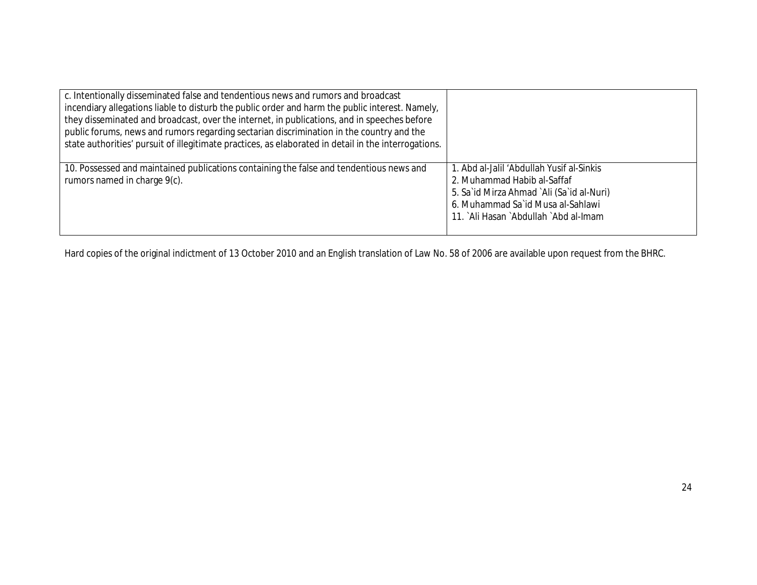| | |
|---|---|
| c. Intentionally disseminated false and tendentious news and rumors and broadcast incendiary allegations liable to disturb the public order and harm the public interest. Namely, they disseminated and broadcast, over the internet, in publications, and in speeches before public forums, news and rumors regarding sectarian discrimination in the country and the state authorities' pursuit of illegitimate practices, as elaborated in detail in the interrogations. | |
| 10. Possessed and maintained publications containing the false and tendentious news and rumors named in charge 9(c). | 1. Abd al-Jalil 'Abdullah Yusif al-Sinkis<br>2. Muhammad Habib al-Saffaf<br>5. Sa`id Mirza Ahmad `Ali (Sa`id al-Nuri)<br>6. Muhammad Sa`id Musa al-Sahlawi<br>11. `Ali Hasan `Abdullah `Abd al-Imam |

Hard copies of the original indictment of 13 October 2010 and an English translation of Law No. 58 of 2006 are available upon request from the BHRC.